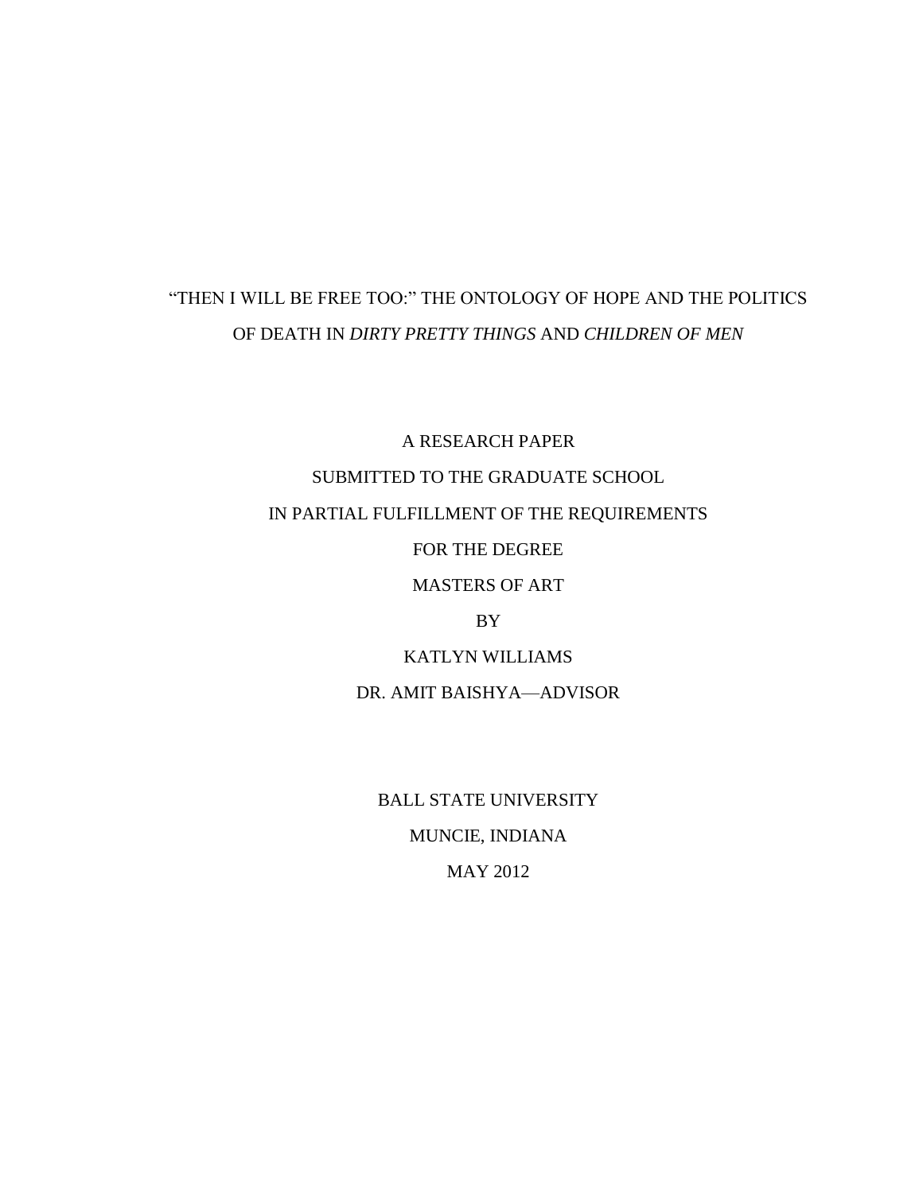# "THEN I WILL BE FREE TOO:" THE ONTOLOGY OF HOPE AND THE POLITICS OF DEATH IN *DIRTY PRETTY THINGS* AND *CHILDREN OF MEN*

A RESEARCH PAPER

SUBMITTED TO THE GRADUATE SCHOOL

IN PARTIAL FULFILLMENT OF THE REQUIREMENTS

FOR THE DEGREE

MASTERS OF ART

BY

KATLYN WILLIAMS

DR. AMIT BAISHYA—ADVISOR

BALL STATE UNIVERSITY

MUNCIE, INDIANA

MAY 2012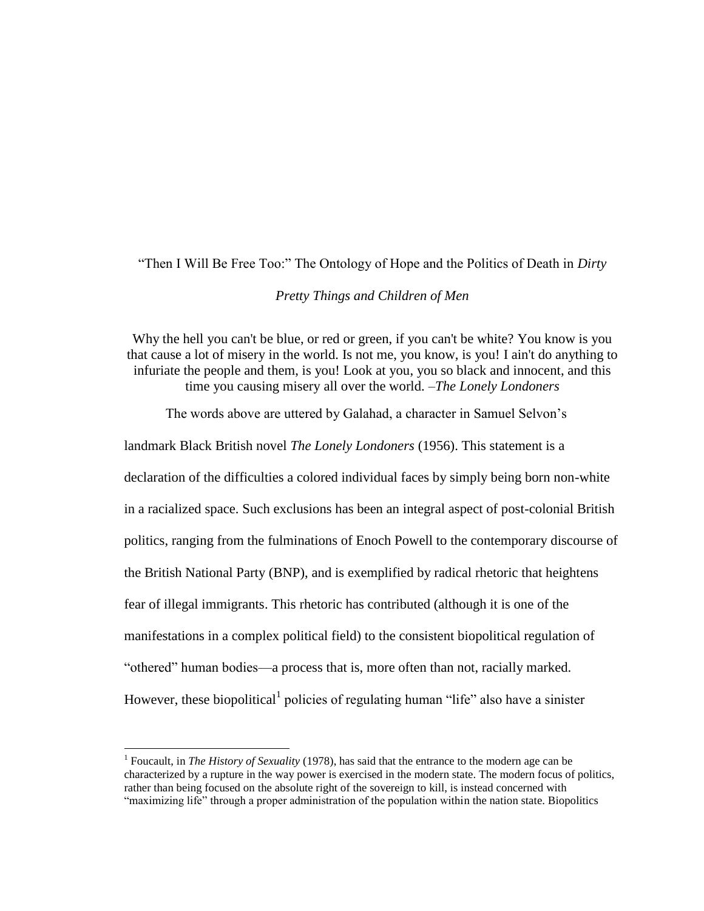“Then I Will Be Free Too:” The Ontology of Hope and the Politics of Death in *Dirty Pretty Things and Children of Men*

> Why the hell you can't be blue, or red or green, if you can't be white? You know is you that cause a lot of misery in the world. Is not me, you know, is you! I ain't do anything to infuriate the people and them, is you! Look at you, you so black and innocent, and this time you causing misery all over the world. –*The Lonely Londoners*

The words above are uttered by Galahad, a character in Samuel Selvon’s landmark Black British novel *The Lonely Londoners* (1956). This statement is a declaration of the difficulties a colored individual faces by simply being born non-white in a racialized space. Such exclusions has been an integral aspect of post-colonial British politics, ranging from the fulminations of Enoch Powell to the contemporary discourse of the British National Party (BNP), and is exemplified by radical rhetoric that heightens fear of illegal immigrants. This rhetoric has contributed (although it is one of the manifestations in a complex political field) to the consistent biopolitical regulation of “othered” human bodies—a process that is, more often than not, racially marked. However, these biopolitical[1] policies of regulating human “life” also have a sinister

[1] Foucault, in *The History of Sexuality* (1978), has said that the entrance to the modern age can be characterized by a rupture in the way power is exercised in the modern state. The modern focus of politics, rather than being focused on the absolute right of the sovereign to kill, is instead concerned with “maximizing life” through a proper administration of the population within the nation state. Biopolitics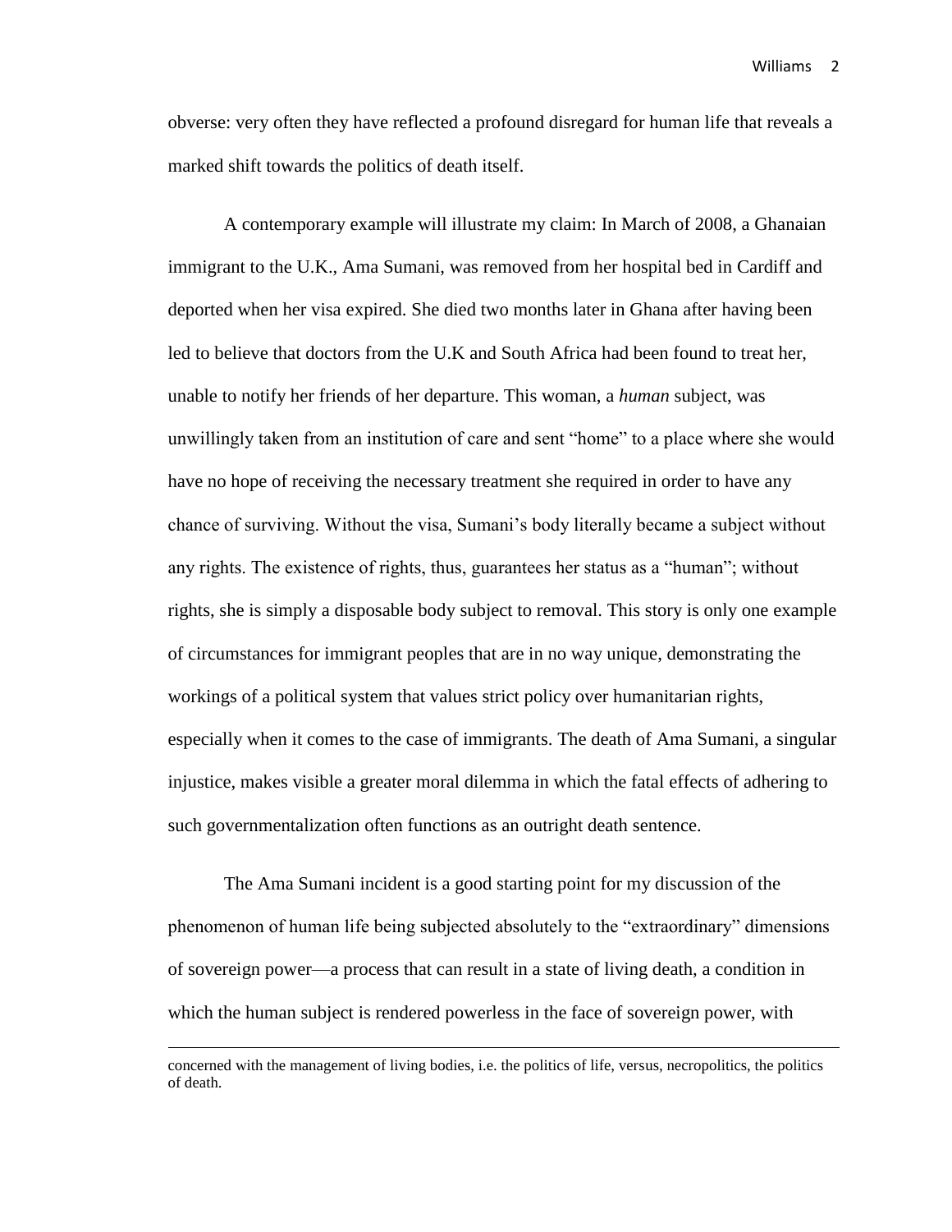obverse: very often they have reflected a profound disregard for human life that reveals a marked shift towards the politics of death itself.

A contemporary example will illustrate my claim: In March of 2008, a Ghanaian immigrant to the U.K., Ama Sumani, was removed from her hospital bed in Cardiff and deported when her visa expired. She died two months later in Ghana after having been led to believe that doctors from the U.K and South Africa had been found to treat her, unable to notify her friends of her departure. This woman, a *human* subject, was unwillingly taken from an institution of care and sent "home" to a place where she would have no hope of receiving the necessary treatment she required in order to have any chance of surviving. Without the visa, Sumani's body literally became a subject without any rights. The existence of rights, thus, guarantees her status as a "human"; without rights, she is simply a disposable body subject to removal. This story is only one example of circumstances for immigrant peoples that are in no way unique, demonstrating the workings of a political system that values strict policy over humanitarian rights, especially when it comes to the case of immigrants. The death of Ama Sumani, a singular injustice, makes visible a greater moral dilemma in which the fatal effects of adhering to such governmentalization often functions as an outright death sentence.

The Ama Sumani incident is a good starting point for my discussion of the phenomenon of human life being subjected absolutely to the "extraordinary" dimensions of sovereign power—a process that can result in a state of living death, a condition in which the human subject is rendered powerless in the face of sovereign power, with

---

concerned with the management of living bodies, i.e. the politics of life, versus, necropolitics, the politics of death.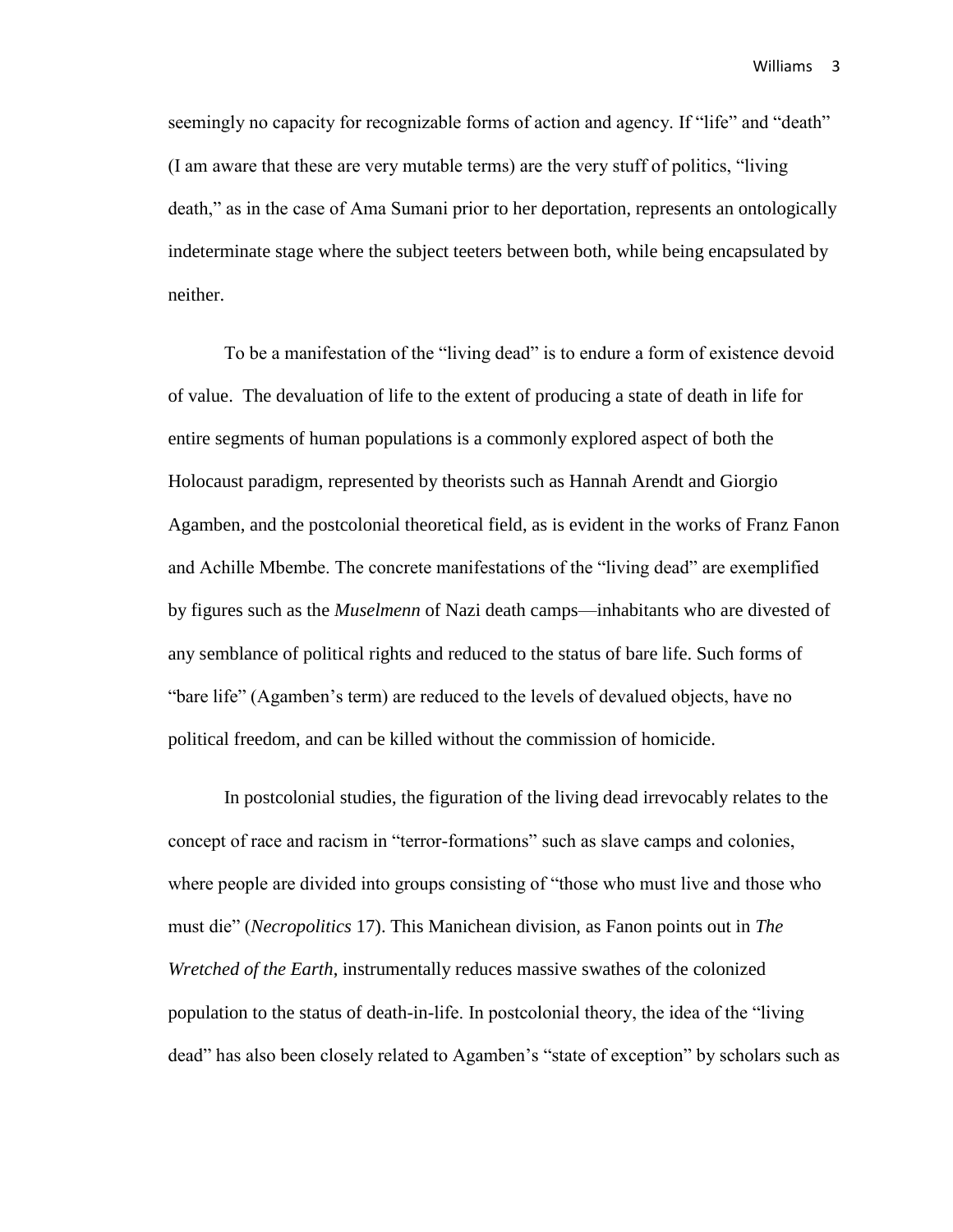seemingly no capacity for recognizable forms of action and agency. If "life" and "death" (I am aware that these are very mutable terms) are the very stuff of politics, "living death," as in the case of Ama Sumani prior to her deportation, represents an ontologically indeterminate stage where the subject teeters between both, while being encapsulated by neither.

To be a manifestation of the "living dead" is to endure a form of existence devoid of value. The devaluation of life to the extent of producing a state of death in life for entire segments of human populations is a commonly explored aspect of both the Holocaust paradigm, represented by theorists such as Hannah Arendt and Giorgio Agamben, and the postcolonial theoretical field, as is evident in the works of Franz Fanon and Achille Mbembe. The concrete manifestations of the "living dead" are exemplified by figures such as the *Muselmenn* of Nazi death camps—inhabitants who are divested of any semblance of political rights and reduced to the status of bare life. Such forms of "bare life" (Agamben's term) are reduced to the levels of devalued objects, have no political freedom, and can be killed without the commission of homicide.

In postcolonial studies, the figuration of the living dead irrevocably relates to the concept of race and racism in "terror-formations" such as slave camps and colonies, where people are divided into groups consisting of "those who must live and those who must die" (*Necropolitics* 17). This Manichean division, as Fanon points out in *The Wretched of the Earth*, instrumentally reduces massive swathes of the colonized population to the status of death-in-life. In postcolonial theory, the idea of the "living dead" has also been closely related to Agamben's "state of exception" by scholars such as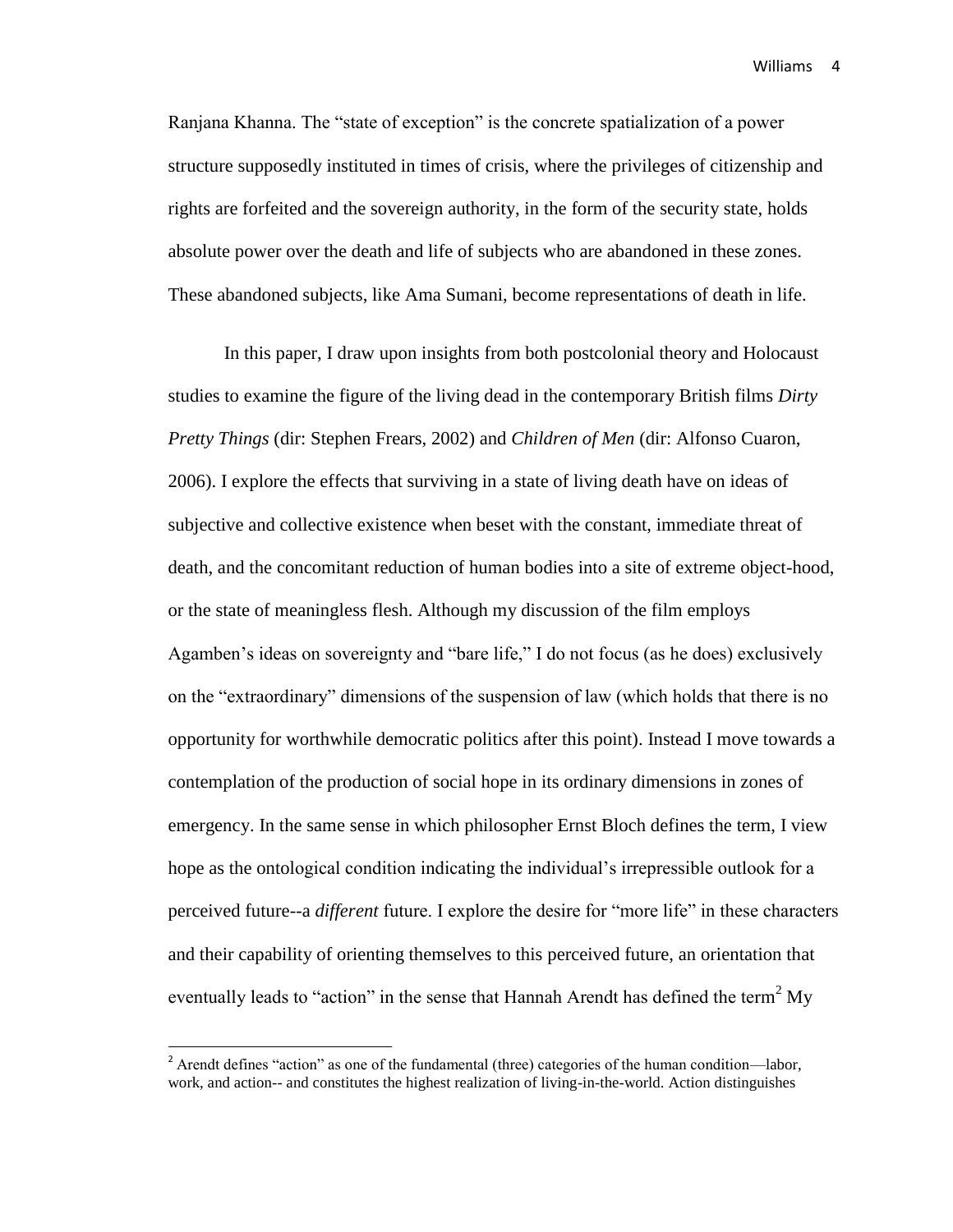Ranjana Khanna. The "state of exception" is the concrete spatialization of a power structure supposedly instituted in times of crisis, where the privileges of citizenship and rights are forfeited and the sovereign authority, in the form of the security state, holds absolute power over the death and life of subjects who are abandoned in these zones. These abandoned subjects, like Ama Sumani, become representations of death in life.

In this paper, I draw upon insights from both postcolonial theory and Holocaust studies to examine the figure of the living dead in the contemporary British films *Dirty Pretty Things* (dir: Stephen Frears, 2002) and *Children of Men* (dir: Alfonso Cuaron, 2006). I explore the effects that surviving in a state of living death have on ideas of subjective and collective existence when beset with the constant, immediate threat of death, and the concomitant reduction of human bodies into a site of extreme object-hood, or the state of meaningless flesh. Although my discussion of the film employs Agamben's ideas on sovereignty and "bare life," I do not focus (as he does) exclusively on the "extraordinary" dimensions of the suspension of law (which holds that there is no opportunity for worthwhile democratic politics after this point). Instead I move towards a contemplation of the production of social hope in its ordinary dimensions in zones of emergency. In the same sense in which philosopher Ernst Bloch defines the term, I view hope as the ontological condition indicating the individual's irrepressible outlook for a perceived future--a *different* future. I explore the desire for "more life" in these characters and their capability of orienting themselves to this perceived future, an orientation that eventually leads to "action" in the sense that Hannah Arendt has defined the term[2] My

[2] Arendt defines "action" as one of the fundamental (three) categories of the human condition—labor, work, and action-- and constitutes the highest realization of living-in-the-world. Action distinguishes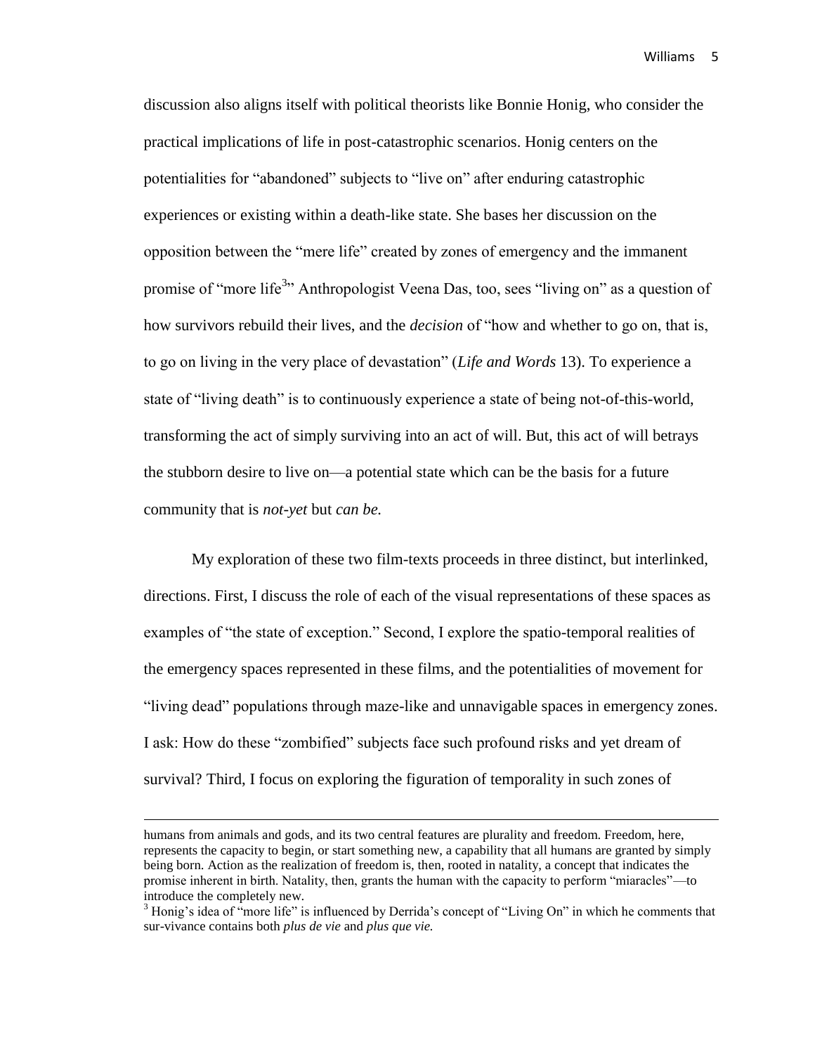discussion also aligns itself with political theorists like Bonnie Honig, who consider the practical implications of life in post-catastrophic scenarios. Honig centers on the potentialities for "abandoned" subjects to "live on" after enduring catastrophic experiences or existing within a death-like state. She bases her discussion on the opposition between the "mere life" created by zones of emergency and the immanent promise of "more life[3]" Anthropologist Veena Das, too, sees "living on" as a question of how survivors rebuild their lives, and the *decision* of "how and whether to go on, that is, to go on living in the very place of devastation" (*Life and Words* 13). To experience a state of "living death" is to continuously experience a state of being not-of-this-world, transforming the act of simply surviving into an act of will. But, this act of will betrays the stubborn desire to live on—a potential state which can be the basis for a future community that is *not-yet* but *can be.*

My exploration of these two film-texts proceeds in three distinct, but interlinked, directions. First, I discuss the role of each of the visual representations of these spaces as examples of "the state of exception." Second, I explore the spatio-temporal realities of the emergency spaces represented in these films, and the potentialities of movement for "living dead" populations through maze-like and unnavigable spaces in emergency zones. I ask: How do these "zombified" subjects face such profound risks and yet dream of survival? Third, I focus on exploring the figuration of temporality in such zones of

---

humans from animals and gods, and its two central features are plurality and freedom. Freedom, here, represents the capacity to begin, or start something new, a capability that all humans are granted by simply being born. Action as the realization of freedom is, then, rooted in natality, a concept that indicates the promise inherent in birth. Natality, then, grants the human with the capacity to perform "miaracles"—to introduce the completely new.

[3] Honig's idea of "more life" is influenced by Derrida's concept of "Living On" in which he comments that sur-vivance contains both *plus de vie* and *plus que vie.*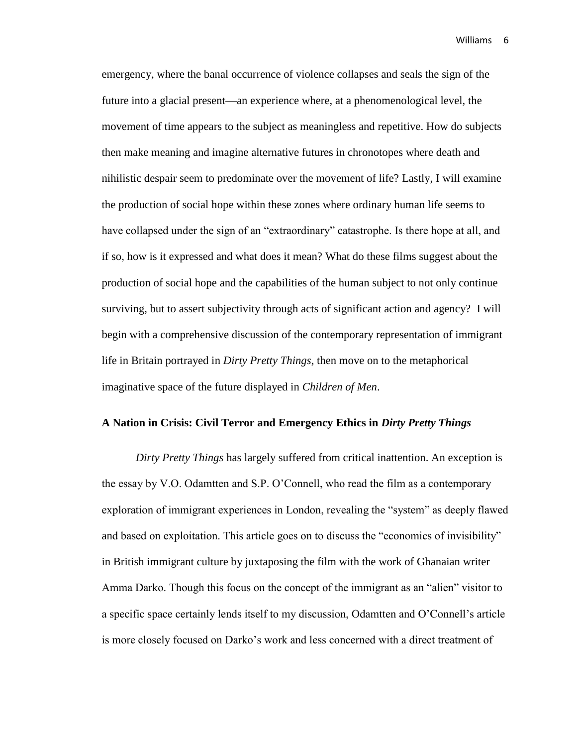emergency, where the banal occurrence of violence collapses and seals the sign of the future into a glacial present—an experience where, at a phenomenological level, the movement of time appears to the subject as meaningless and repetitive. How do subjects then make meaning and imagine alternative futures in chronotopes where death and nihilistic despair seem to predominate over the movement of life? Lastly, I will examine the production of social hope within these zones where ordinary human life seems to have collapsed under the sign of an "extraordinary" catastrophe. Is there hope at all, and if so, how is it expressed and what does it mean? What do these films suggest about the production of social hope and the capabilities of the human subject to not only continue surviving, but to assert subjectivity through acts of significant action and agency? I will begin with a comprehensive discussion of the contemporary representation of immigrant life in Britain portrayed in *Dirty Pretty Things*, then move on to the metaphorical imaginative space of the future displayed in *Children of Men*.

### A Nation in Crisis: Civil Terror and Emergency Ethics in *Dirty Pretty Things*

*Dirty Pretty Things* has largely suffered from critical inattention. An exception is the essay by V.O. Odamtten and S.P. O'Connell, who read the film as a contemporary exploration of immigrant experiences in London, revealing the "system" as deeply flawed and based on exploitation. This article goes on to discuss the "economics of invisibility" in British immigrant culture by juxtaposing the film with the work of Ghanaian writer Amma Darko. Though this focus on the concept of the immigrant as an "alien" visitor to a specific space certainly lends itself to my discussion, Odamtten and O'Connell's article is more closely focused on Darko's work and less concerned with a direct treatment of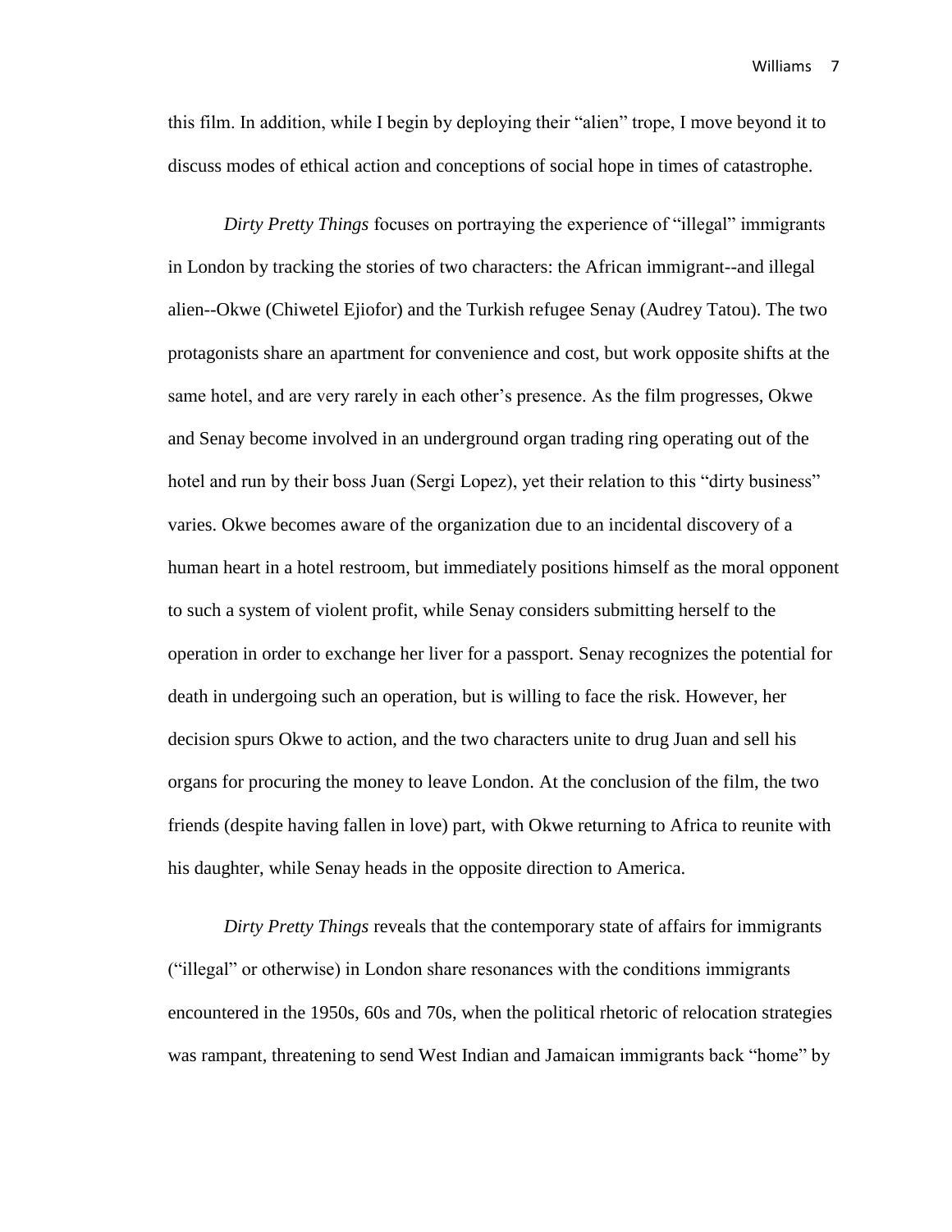this film. In addition, while I begin by deploying their "alien" trope, I move beyond it to discuss modes of ethical action and conceptions of social hope in times of catastrophe.

*Dirty Pretty Things* focuses on portraying the experience of "illegal" immigrants in London by tracking the stories of two characters: the African immigrant--and illegal alien--Okwe (Chiwetel Ejiofor) and the Turkish refugee Senay (Audrey Tatou). The two protagonists share an apartment for convenience and cost, but work opposite shifts at the same hotel, and are very rarely in each other's presence. As the film progresses, Okwe and Senay become involved in an underground organ trading ring operating out of the hotel and run by their boss Juan (Sergi Lopez), yet their relation to this "dirty business" varies. Okwe becomes aware of the organization due to an incidental discovery of a human heart in a hotel restroom, but immediately positions himself as the moral opponent to such a system of violent profit, while Senay considers submitting herself to the operation in order to exchange her liver for a passport. Senay recognizes the potential for death in undergoing such an operation, but is willing to face the risk. However, her decision spurs Okwe to action, and the two characters unite to drug Juan and sell his organs for procuring the money to leave London. At the conclusion of the film, the two friends (despite having fallen in love) part, with Okwe returning to Africa to reunite with his daughter, while Senay heads in the opposite direction to America.

*Dirty Pretty Things* reveals that the contemporary state of affairs for immigrants ("illegal" or otherwise) in London share resonances with the conditions immigrants encountered in the 1950s, 60s and 70s, when the political rhetoric of relocation strategies was rampant, threatening to send West Indian and Jamaican immigrants back "home" by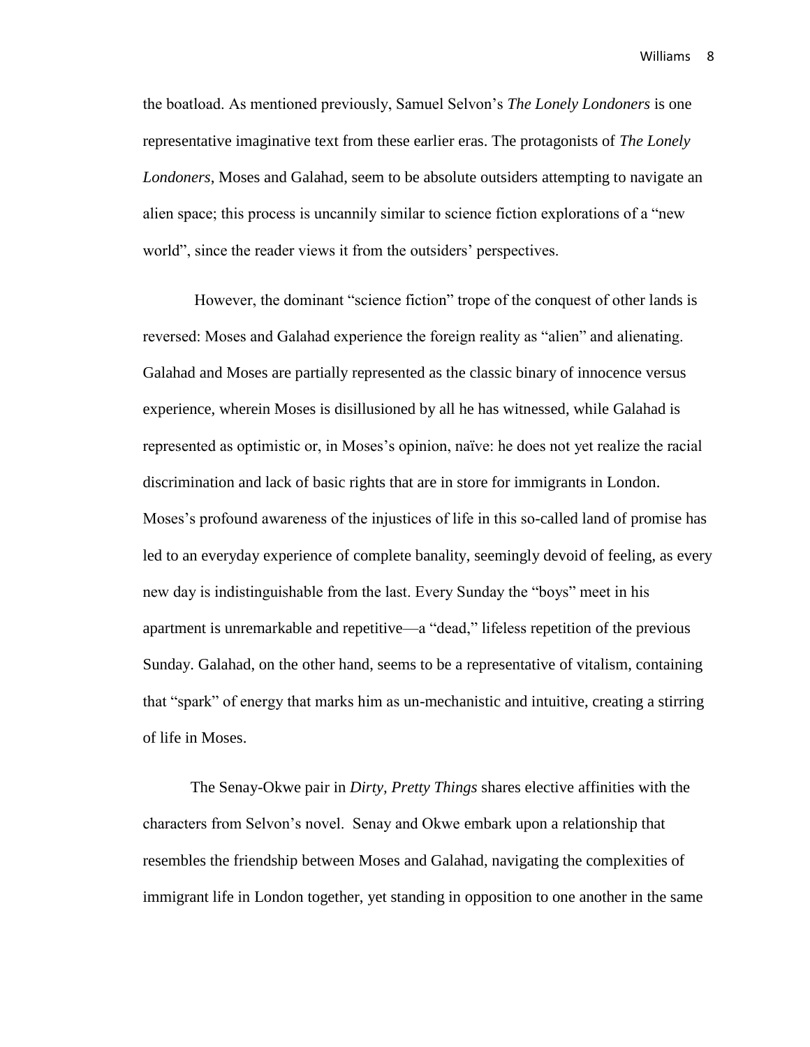the boatload. As mentioned previously, Samuel Selvon's *The Lonely Londoners* is one representative imaginative text from these earlier eras. The protagonists of *The Lonely Londoners*, Moses and Galahad, seem to be absolute outsiders attempting to navigate an alien space; this process is uncannily similar to science fiction explorations of a "new world", since the reader views it from the outsiders' perspectives.

However, the dominant "science fiction" trope of the conquest of other lands is reversed: Moses and Galahad experience the foreign reality as "alien" and alienating. Galahad and Moses are partially represented as the classic binary of innocence versus experience, wherein Moses is disillusioned by all he has witnessed, while Galahad is represented as optimistic or, in Moses's opinion, naïve: he does not yet realize the racial discrimination and lack of basic rights that are in store for immigrants in London. Moses's profound awareness of the injustices of life in this so-called land of promise has led to an everyday experience of complete banality, seemingly devoid of feeling, as every new day is indistinguishable from the last. Every Sunday the "boys" meet in his apartment is unremarkable and repetitive—a "dead," lifeless repetition of the previous Sunday. Galahad, on the other hand, seems to be a representative of vitalism, containing that "spark" of energy that marks him as un-mechanistic and intuitive, creating a stirring of life in Moses.

The Senay-Okwe pair in *Dirty, Pretty Things* shares elective affinities with the characters from Selvon's novel. Senay and Okwe embark upon a relationship that resembles the friendship between Moses and Galahad, navigating the complexities of immigrant life in London together, yet standing in opposition to one another in the same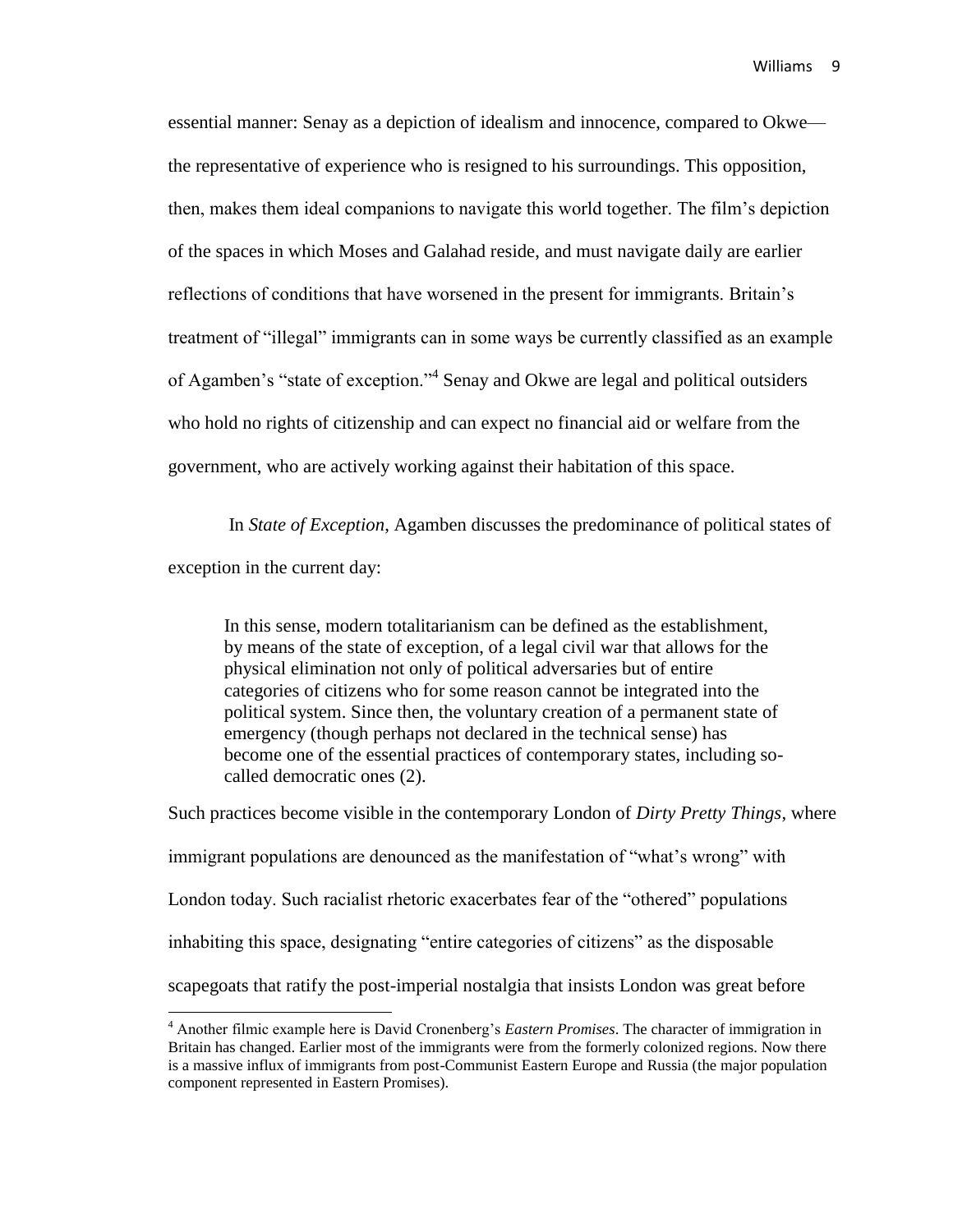essential manner: Senay as a depiction of idealism and innocence, compared to Okwe—the representative of experience who is resigned to his surroundings. This opposition, then, makes them ideal companions to navigate this world together. The film's depiction of the spaces in which Moses and Galahad reside, and must navigate daily are earlier reflections of conditions that have worsened in the present for immigrants. Britain's treatment of "illegal" immigrants can in some ways be currently classified as an example of Agamben's "state of exception."[4] Senay and Okwe are legal and political outsiders who hold no rights of citizenship and can expect no financial aid or welfare from the government, who are actively working against their habitation of this space.

In *State of Exception*, Agamben discusses the predominance of political states of exception in the current day:

> In this sense, modern totalitarianism can be defined as the establishment, by means of the state of exception, of a legal civil war that allows for the physical elimination not only of political adversaries but of entire categories of citizens who for some reason cannot be integrated into the political system. Since then, the voluntary creation of a permanent state of emergency (though perhaps not declared in the technical sense) has become one of the essential practices of contemporary states, including so-called democratic ones (2).

Such practices become visible in the contemporary London of *Dirty Pretty Things*, where immigrant populations are denounced as the manifestation of "what's wrong" with London today. Such racialist rhetoric exacerbates fear of the "othered" populations inhabiting this space, designating "entire categories of citizens" as the disposable scapegoats that ratify the post-imperial nostalgia that insists London was great before

---

[4] Another filmic example here is David Cronenberg's *Eastern Promises*. The character of immigration in Britain has changed. Earlier most of the immigrants were from the formerly colonized regions. Now there is a massive influx of immigrants from post-Communist Eastern Europe and Russia (the major population component represented in Eastern Promises).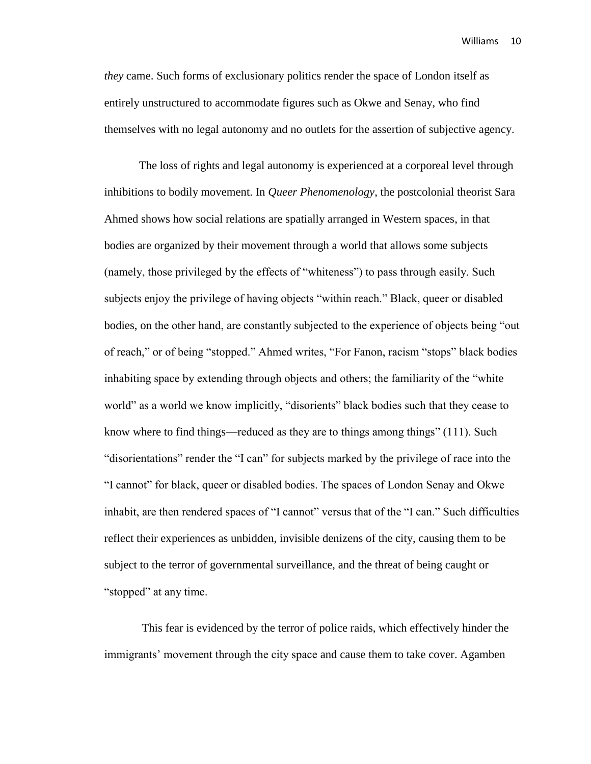*they* came. Such forms of exclusionary politics render the space of London itself as entirely unstructured to accommodate figures such as Okwe and Senay, who find themselves with no legal autonomy and no outlets for the assertion of subjective agency.

The loss of rights and legal autonomy is experienced at a corporeal level through inhibitions to bodily movement. In *Queer Phenomenology*, the postcolonial theorist Sara Ahmed shows how social relations are spatially arranged in Western spaces, in that bodies are organized by their movement through a world that allows some subjects (namely, those privileged by the effects of "whiteness") to pass through easily. Such subjects enjoy the privilege of having objects "within reach." Black, queer or disabled bodies, on the other hand, are constantly subjected to the experience of objects being "out of reach," or of being "stopped." Ahmed writes, "For Fanon, racism "stops" black bodies inhabiting space by extending through objects and others; the familiarity of the "white world" as a world we know implicitly, "disorients" black bodies such that they cease to know where to find things—reduced as they are to things among things" (111). Such "disorientations" render the "I can" for subjects marked by the privilege of race into the "I cannot" for black, queer or disabled bodies. The spaces of London Senay and Okwe inhabit, are then rendered spaces of "I cannot" versus that of the "I can." Such difficulties reflect their experiences as unbidden, invisible denizens of the city, causing them to be subject to the terror of governmental surveillance, and the threat of being caught or "stopped" at any time.

This fear is evidenced by the terror of police raids, which effectively hinder the immigrants' movement through the city space and cause them to take cover. Agamben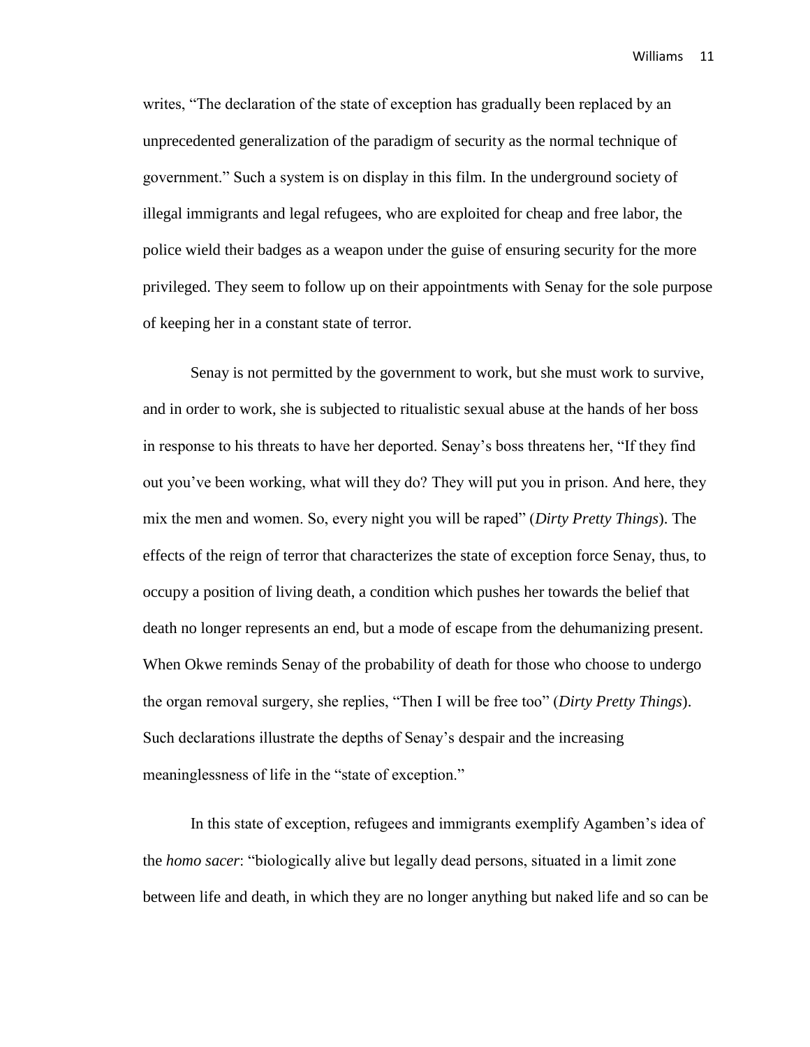writes, “The declaration of the state of exception has gradually been replaced by an unprecedented generalization of the paradigm of security as the normal technique of government.” Such a system is on display in this film. In the underground society of illegal immigrants and legal refugees, who are exploited for cheap and free labor, the police wield their badges as a weapon under the guise of ensuring security for the more privileged. They seem to follow up on their appointments with Senay for the sole purpose of keeping her in a constant state of terror.

Senay is not permitted by the government to work, but she must work to survive, and in order to work, she is subjected to ritualistic sexual abuse at the hands of her boss in response to his threats to have her deported. Senay’s boss threatens her, “If they find out you’ve been working, what will they do? They will put you in prison. And here, they mix the men and women. So, every night you will be raped” (*Dirty Pretty Things*). The effects of the reign of terror that characterizes the state of exception force Senay, thus, to occupy a position of living death, a condition which pushes her towards the belief that death no longer represents an end, but a mode of escape from the dehumanizing present. When Okwe reminds Senay of the probability of death for those who choose to undergo the organ removal surgery, she replies, “Then I will be free too” (*Dirty Pretty Things*). Such declarations illustrate the depths of Senay’s despair and the increasing meaninglessness of life in the “state of exception.”

In this state of exception, refugees and immigrants exemplify Agamben’s idea of the *homo sacer*: “biologically alive but legally dead persons, situated in a limit zone between life and death, in which they are no longer anything but naked life and so can be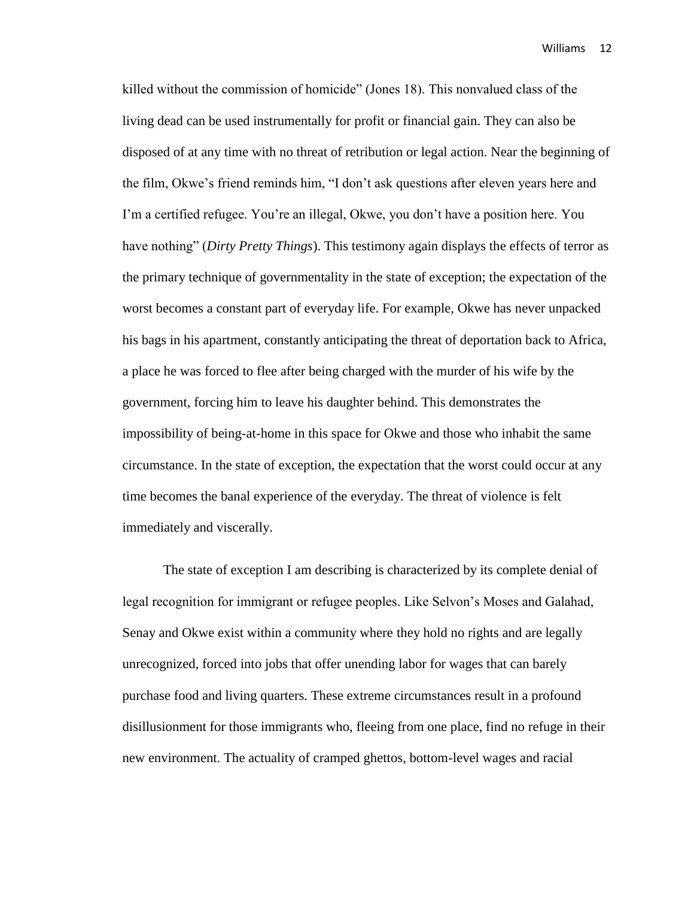killed without the commission of homicide" (Jones 18). This nonvalued class of the living dead can be used instrumentally for profit or financial gain. They can also be disposed of at any time with no threat of retribution or legal action. Near the beginning of the film, Okwe's friend reminds him, "I don't ask questions after eleven years here and I'm a certified refugee. You're an illegal, Okwe, you don't have a position here. You have nothing" (*Dirty Pretty Things*). This testimony again displays the effects of terror as the primary technique of governmentality in the state of exception; the expectation of the worst becomes a constant part of everyday life. For example, Okwe has never unpacked his bags in his apartment, constantly anticipating the threat of deportation back to Africa, a place he was forced to flee after being charged with the murder of his wife by the government, forcing him to leave his daughter behind. This demonstrates the impossibility of being-at-home in this space for Okwe and those who inhabit the same circumstance. In the state of exception, the expectation that the worst could occur at any time becomes the banal experience of the everyday. The threat of violence is felt immediately and viscerally.

The state of exception I am describing is characterized by its complete denial of legal recognition for immigrant or refugee peoples. Like Selvon's Moses and Galahad, Senay and Okwe exist within a community where they hold no rights and are legally unrecognized, forced into jobs that offer unending labor for wages that can barely purchase food and living quarters. These extreme circumstances result in a profound disillusionment for those immigrants who, fleeing from one place, find no refuge in their new environment. The actuality of cramped ghettos, bottom-level wages and racial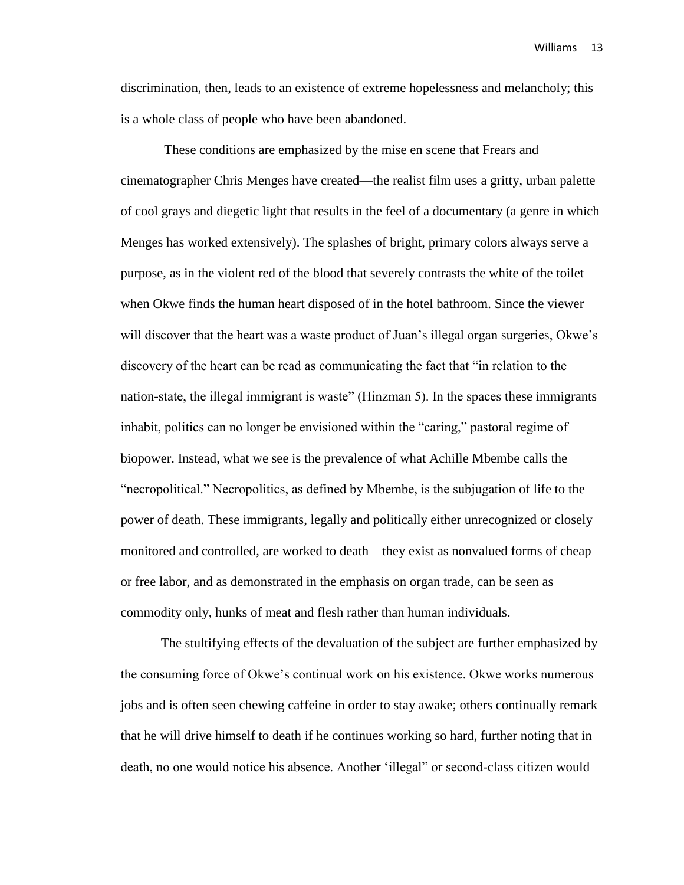discrimination, then, leads to an existence of extreme hopelessness and melancholy; this is a whole class of people who have been abandoned.

These conditions are emphasized by the mise en scene that Frears and cinematographer Chris Menges have created—the realist film uses a gritty, urban palette of cool grays and diegetic light that results in the feel of a documentary (a genre in which Menges has worked extensively). The splashes of bright, primary colors always serve a purpose, as in the violent red of the blood that severely contrasts the white of the toilet when Okwe finds the human heart disposed of in the hotel bathroom. Since the viewer will discover that the heart was a waste product of Juan's illegal organ surgeries, Okwe's discovery of the heart can be read as communicating the fact that "in relation to the nation-state, the illegal immigrant is waste" (Hinzman 5). In the spaces these immigrants inhabit, politics can no longer be envisioned within the "caring," pastoral regime of biopower. Instead, what we see is the prevalence of what Achille Mbembe calls the "necropolitical." Necropolitics, as defined by Mbembe, is the subjugation of life to the power of death. These immigrants, legally and politically either unrecognized or closely monitored and controlled, are worked to death—they exist as nonvalued forms of cheap or free labor, and as demonstrated in the emphasis on organ trade, can be seen as commodity only, hunks of meat and flesh rather than human individuals.

The stultifying effects of the devaluation of the subject are further emphasized by the consuming force of Okwe's continual work on his existence. Okwe works numerous jobs and is often seen chewing caffeine in order to stay awake; others continually remark that he will drive himself to death if he continues working so hard, further noting that in death, no one would notice his absence. Another 'illegal" or second-class citizen would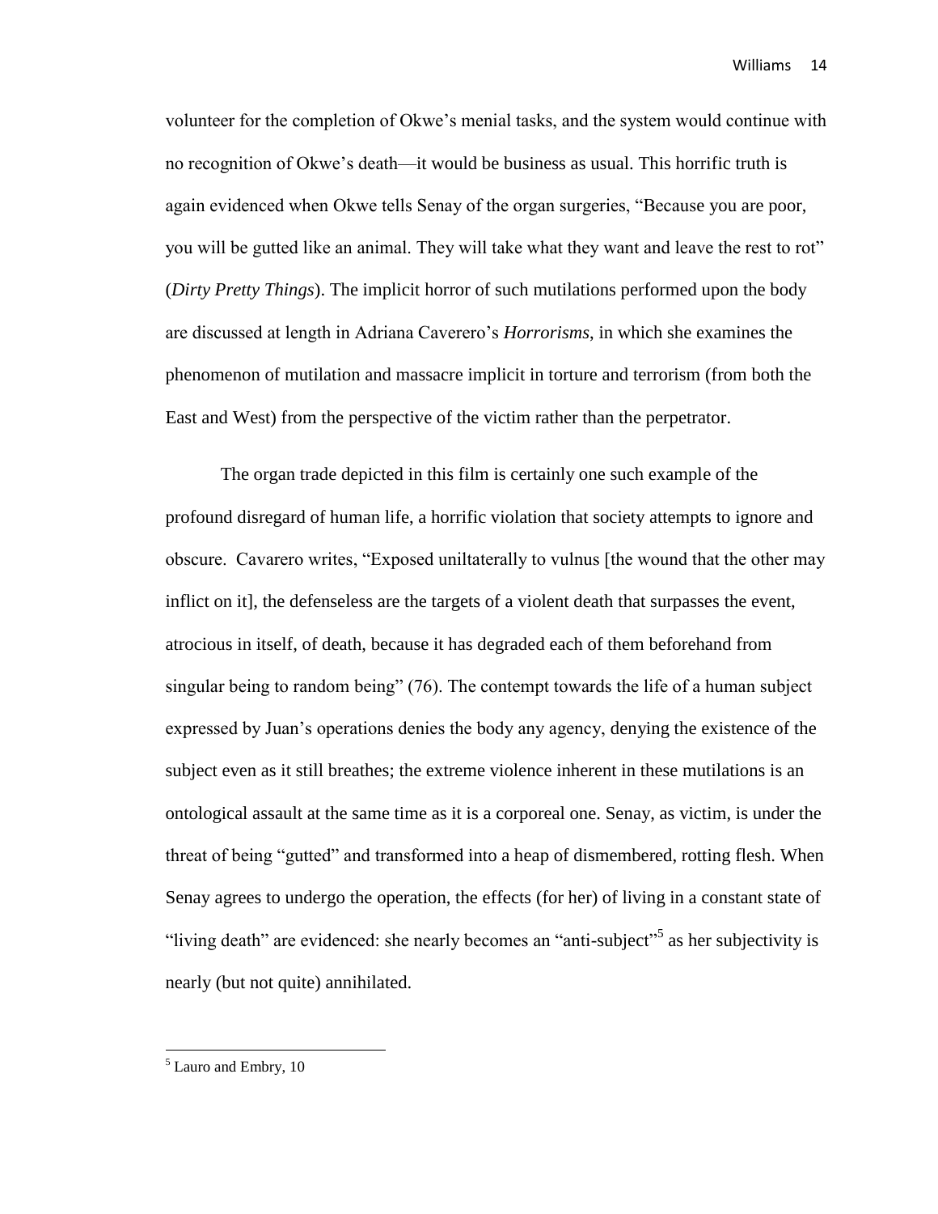volunteer for the completion of Okwe's menial tasks, and the system would continue with no recognition of Okwe's death—it would be business as usual. This horrific truth is again evidenced when Okwe tells Senay of the organ surgeries, "Because you are poor, you will be gutted like an animal. They will take what they want and leave the rest to rot" (*Dirty Pretty Things*). The implicit horror of such mutilations performed upon the body are discussed at length in Adriana Caverero's *Horrorisms*, in which she examines the phenomenon of mutilation and massacre implicit in torture and terrorism (from both the East and West) from the perspective of the victim rather than the perpetrator.

The organ trade depicted in this film is certainly one such example of the profound disregard of human life, a horrific violation that society attempts to ignore and obscure. Cavarero writes, "Exposed uniltaterally to vulnus [the wound that the other may inflict on it], the defenseless are the targets of a violent death that surpasses the event, atrocious in itself, of death, because it has degraded each of them beforehand from singular being to random being" (76). The contempt towards the life of a human subject expressed by Juan's operations denies the body any agency, denying the existence of the subject even as it still breathes; the extreme violence inherent in these mutilations is an ontological assault at the same time as it is a corporeal one. Senay, as victim, is under the threat of being "gutted" and transformed into a heap of dismembered, rotting flesh. When Senay agrees to undergo the operation, the effects (for her) of living in a constant state of "living death" are evidenced: she nearly becomes an "anti-subject"[5] as her subjectivity is nearly (but not quite) annihilated.

---

[5] Lauro and Embry, 10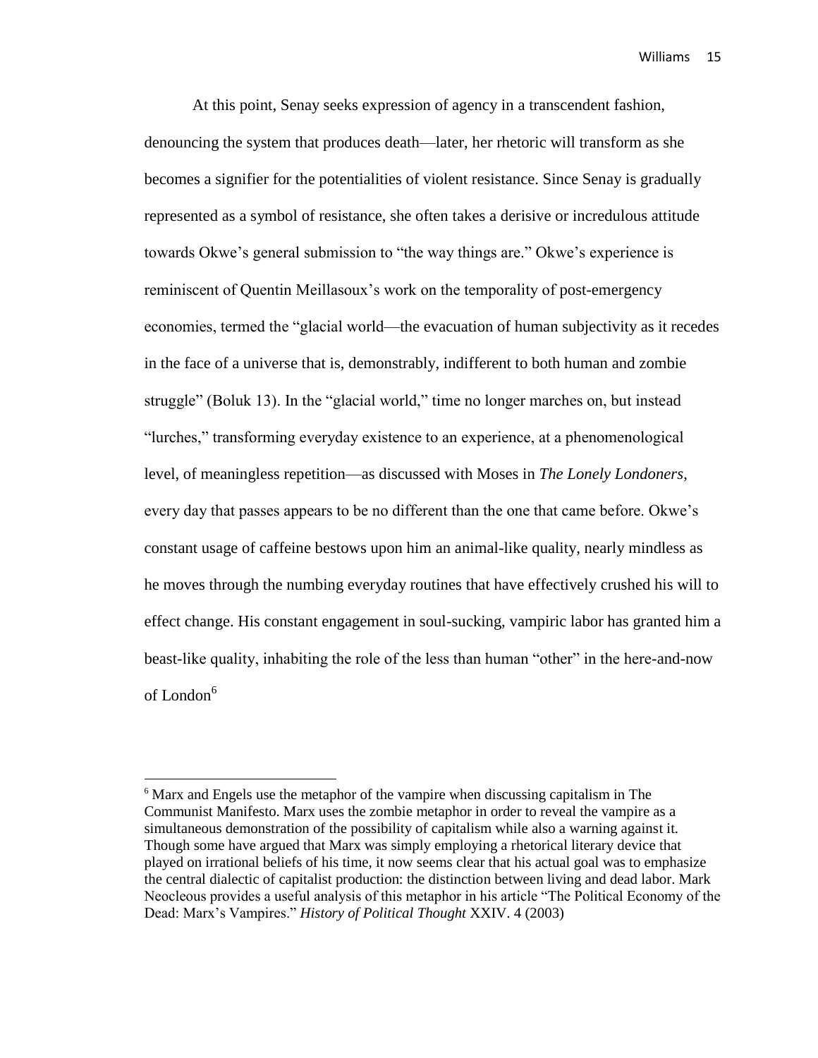At this point, Senay seeks expression of agency in a transcendent fashion, denouncing the system that produces death—later, her rhetoric will transform as she becomes a signifier for the potentialities of violent resistance. Since Senay is gradually represented as a symbol of resistance, she often takes a derisive or incredulous attitude towards Okwe's general submission to "the way things are." Okwe's experience is reminiscent of Quentin Meillasoux's work on the temporality of post-emergency economies, termed the "glacial world—the evacuation of human subjectivity as it recedes in the face of a universe that is, demonstrably, indifferent to both human and zombie struggle" (Boluk 13). In the "glacial world," time no longer marches on, but instead "lurches," transforming everyday existence to an experience, at a phenomenological level, of meaningless repetition—as discussed with Moses in *The Lonely Londoners*, every day that passes appears to be no different than the one that came before. Okwe's constant usage of caffeine bestows upon him an animal-like quality, nearly mindless as he moves through the numbing everyday routines that have effectively crushed his will to effect change. His constant engagement in soul-sucking, vampiric labor has granted him a beast-like quality, inhabiting the role of the less than human "other" in the here-and-now of London[6]

---

[6] Marx and Engels use the metaphor of the vampire when discussing capitalism in The Communist Manifesto. Marx uses the zombie metaphor in order to reveal the vampire as a simultaneous demonstration of the possibility of capitalism while also a warning against it. Though some have argued that Marx was simply employing a rhetorical literary device that played on irrational beliefs of his time, it now seems clear that his actual goal was to emphasize the central dialectic of capitalist production: the distinction between living and dead labor. Mark Neocleous provides a useful analysis of this metaphor in his article "The Political Economy of the Dead: Marx's Vampires." *History of Political Thought* XXIV. 4 (2003)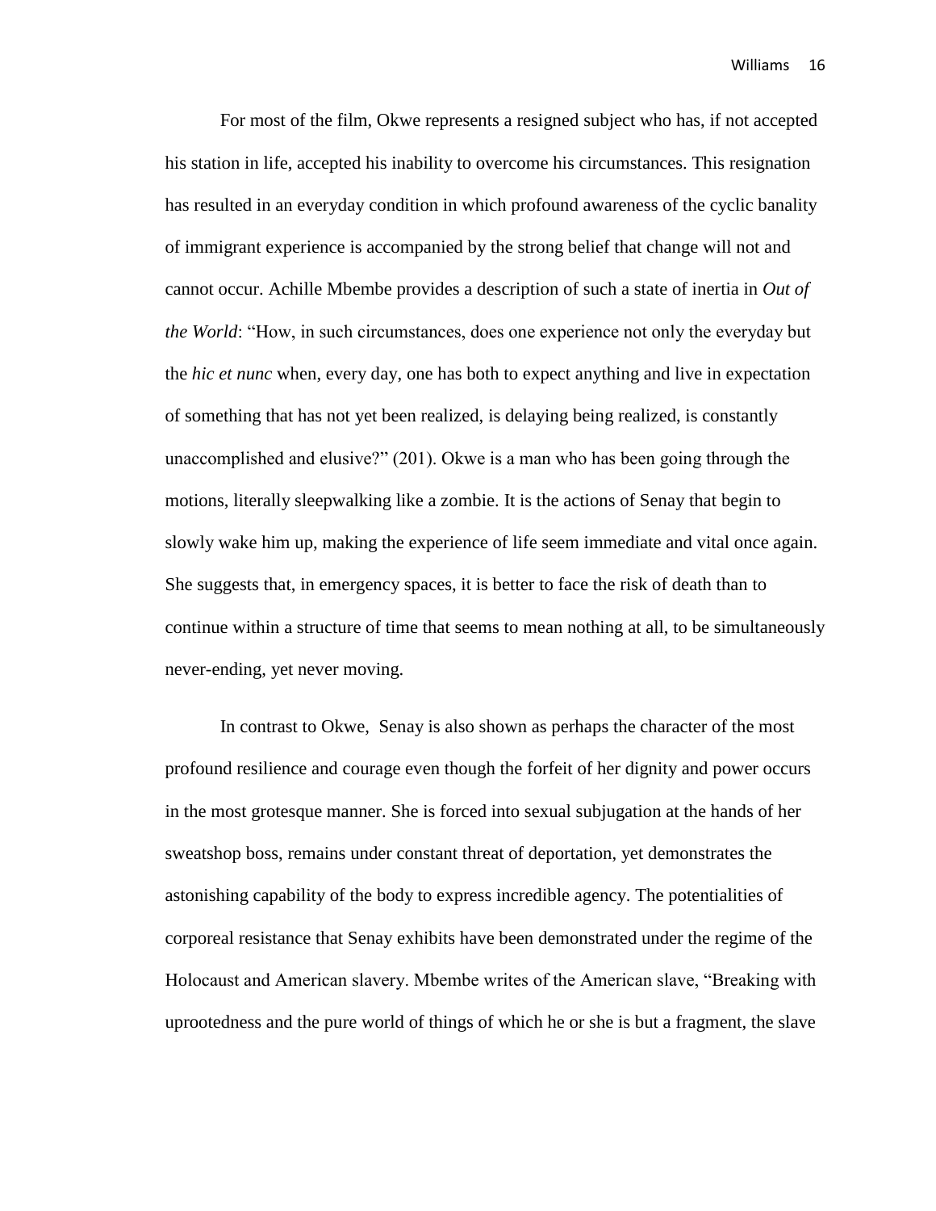For most of the film, Okwe represents a resigned subject who has, if not accepted his station in life, accepted his inability to overcome his circumstances. This resignation has resulted in an everyday condition in which profound awareness of the cyclic banality of immigrant experience is accompanied by the strong belief that change will not and cannot occur. Achille Mbembe provides a description of such a state of inertia in *Out of the World*: "How, in such circumstances, does one experience not only the everyday but the *hic et nunc* when, every day, one has both to expect anything and live in expectation of something that has not yet been realized, is delaying being realized, is constantly unaccomplished and elusive?" (201). Okwe is a man who has been going through the motions, literally sleepwalking like a zombie. It is the actions of Senay that begin to slowly wake him up, making the experience of life seem immediate and vital once again. She suggests that, in emergency spaces, it is better to face the risk of death than to continue within a structure of time that seems to mean nothing at all, to be simultaneously never-ending, yet never moving.

In contrast to Okwe,  Senay is also shown as perhaps the character of the most profound resilience and courage even though the forfeit of her dignity and power occurs in the most grotesque manner. She is forced into sexual subjugation at the hands of her sweatshop boss, remains under constant threat of deportation, yet demonstrates the astonishing capability of the body to express incredible agency. The potentialities of corporeal resistance that Senay exhibits have been demonstrated under the regime of the Holocaust and American slavery. Mbembe writes of the American slave, "Breaking with uprootedness and the pure world of things of which he or she is but a fragment, the slave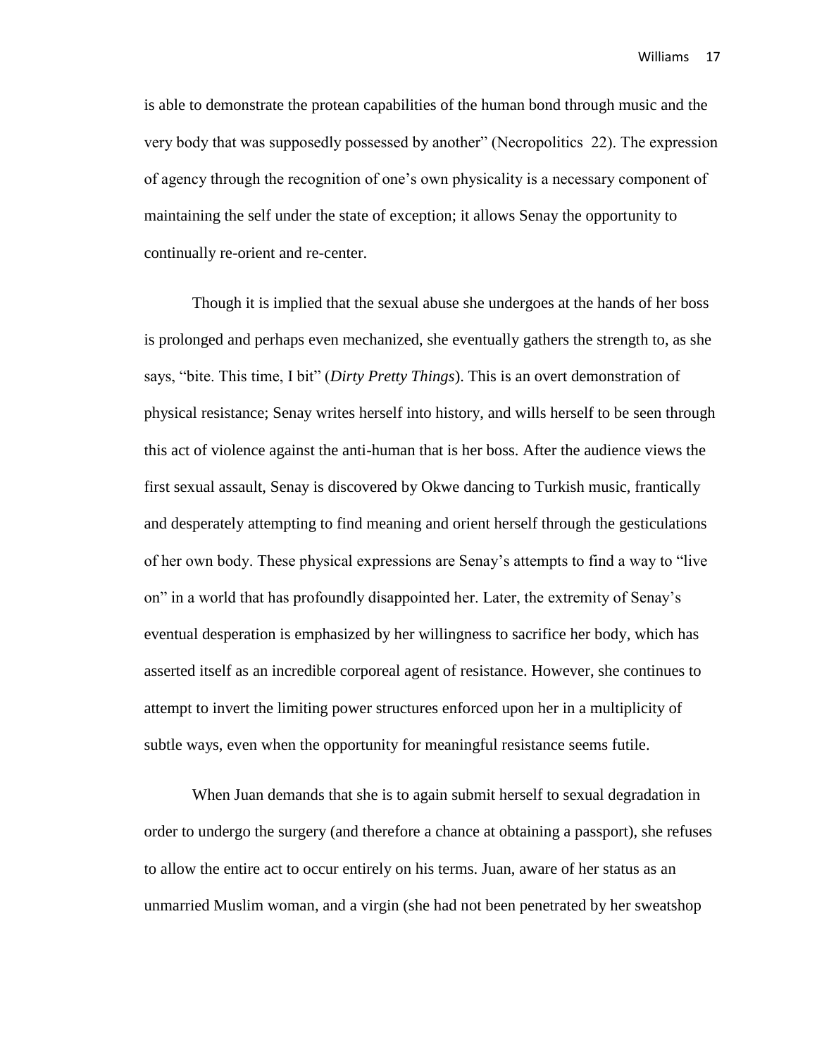is able to demonstrate the protean capabilities of the human bond through music and the very body that was supposedly possessed by another" (Necropolitics 22). The expression of agency through the recognition of one's own physicality is a necessary component of maintaining the self under the state of exception; it allows Senay the opportunity to continually re-orient and re-center.

Though it is implied that the sexual abuse she undergoes at the hands of her boss is prolonged and perhaps even mechanized, she eventually gathers the strength to, as she says, "bite. This time, I bit" (*Dirty Pretty Things*). This is an overt demonstration of physical resistance; Senay writes herself into history, and wills herself to be seen through this act of violence against the anti-human that is her boss. After the audience views the first sexual assault, Senay is discovered by Okwe dancing to Turkish music, frantically and desperately attempting to find meaning and orient herself through the gesticulations of her own body. These physical expressions are Senay's attempts to find a way to "live on" in a world that has profoundly disappointed her. Later, the extremity of Senay's eventual desperation is emphasized by her willingness to sacrifice her body, which has asserted itself as an incredible corporeal agent of resistance. However, she continues to attempt to invert the limiting power structures enforced upon her in a multiplicity of subtle ways, even when the opportunity for meaningful resistance seems futile.

When Juan demands that she is to again submit herself to sexual degradation in order to undergo the surgery (and therefore a chance at obtaining a passport), she refuses to allow the entire act to occur entirely on his terms. Juan, aware of her status as an unmarried Muslim woman, and a virgin (she had not been penetrated by her sweatshop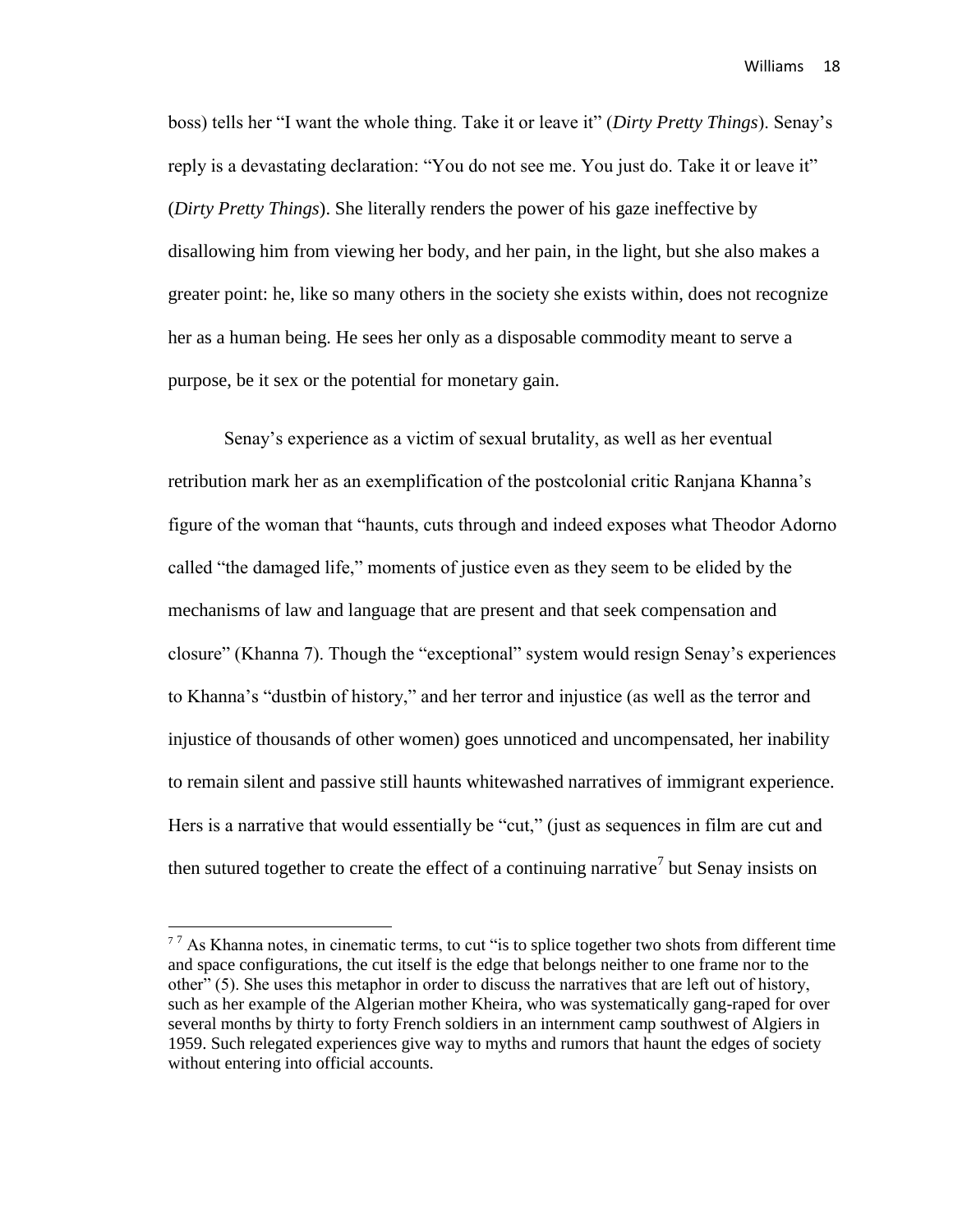boss) tells her "I want the whole thing. Take it or leave it" (*Dirty Pretty Things*). Senay's reply is a devastating declaration: "You do not see me. You just do. Take it or leave it" (*Dirty Pretty Things*). She literally renders the power of his gaze ineffective by disallowing him from viewing her body, and her pain, in the light, but she also makes a greater point: he, like so many others in the society she exists within, does not recognize her as a human being. He sees her only as a disposable commodity meant to serve a purpose, be it sex or the potential for monetary gain.

Senay's experience as a victim of sexual brutality, as well as her eventual retribution mark her as an exemplification of the postcolonial critic Ranjana Khanna's figure of the woman that "haunts, cuts through and indeed exposes what Theodor Adorno called "the damaged life," moments of justice even as they seem to be elided by the mechanisms of law and language that are present and that seek compensation and closure" (Khanna 7). Though the "exceptional" system would resign Senay's experiences to Khanna's "dustbin of history," and her terror and injustice (as well as the terror and injustice of thousands of other women) goes unnoticed and uncompensated, her inability to remain silent and passive still haunts whitewashed narratives of immigrant experience. Hers is a narrative that would essentially be "cut," (just as sequences in film are cut and then sutured together to create the effect of a continuing narrative[7] but Senay insists on

[7] [7] As Khanna notes, in cinematic terms, to cut "is to splice together two shots from different time and space configurations, the cut itself is the edge that belongs neither to one frame nor to the other" (5). She uses this metaphor in order to discuss the narratives that are left out of history, such as her example of the Algerian mother Kheira, who was systematically gang-raped for over several months by thirty to forty French soldiers in an internment camp southwest of Algiers in 1959. Such relegated experiences give way to myths and rumors that haunt the edges of society without entering into official accounts.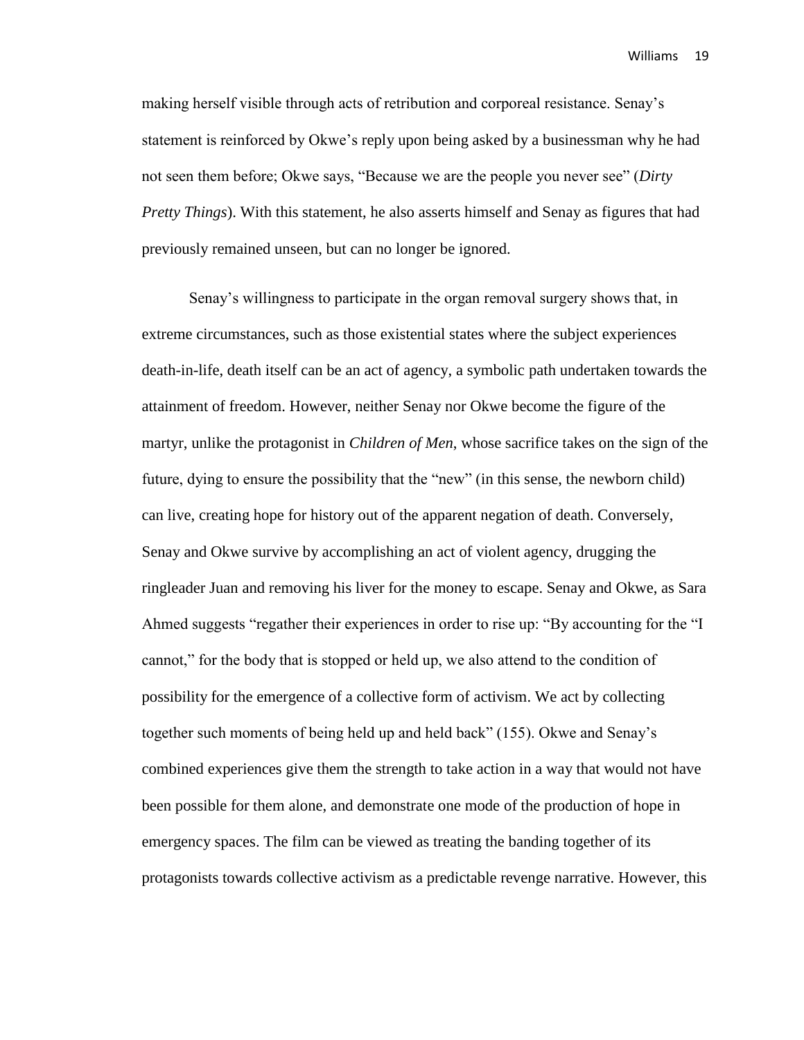making herself visible through acts of retribution and corporeal resistance. Senay's statement is reinforced by Okwe's reply upon being asked by a businessman why he had not seen them before; Okwe says, "Because we are the people you never see" (*Dirty Pretty Things*). With this statement, he also asserts himself and Senay as figures that had previously remained unseen, but can no longer be ignored.

Senay's willingness to participate in the organ removal surgery shows that, in extreme circumstances, such as those existential states where the subject experiences death-in-life, death itself can be an act of agency, a symbolic path undertaken towards the attainment of freedom. However, neither Senay nor Okwe become the figure of the martyr, unlike the protagonist in *Children of Men*, whose sacrifice takes on the sign of the future, dying to ensure the possibility that the "new" (in this sense, the newborn child) can live, creating hope for history out of the apparent negation of death. Conversely, Senay and Okwe survive by accomplishing an act of violent agency, drugging the ringleader Juan and removing his liver for the money to escape. Senay and Okwe, as Sara Ahmed suggests "regather their experiences in order to rise up: "By accounting for the "I cannot," for the body that is stopped or held up, we also attend to the condition of possibility for the emergence of a collective form of activism. We act by collecting together such moments of being held up and held back" (155). Okwe and Senay's combined experiences give them the strength to take action in a way that would not have been possible for them alone, and demonstrate one mode of the production of hope in emergency spaces. The film can be viewed as treating the banding together of its protagonists towards collective activism as a predictable revenge narrative. However, this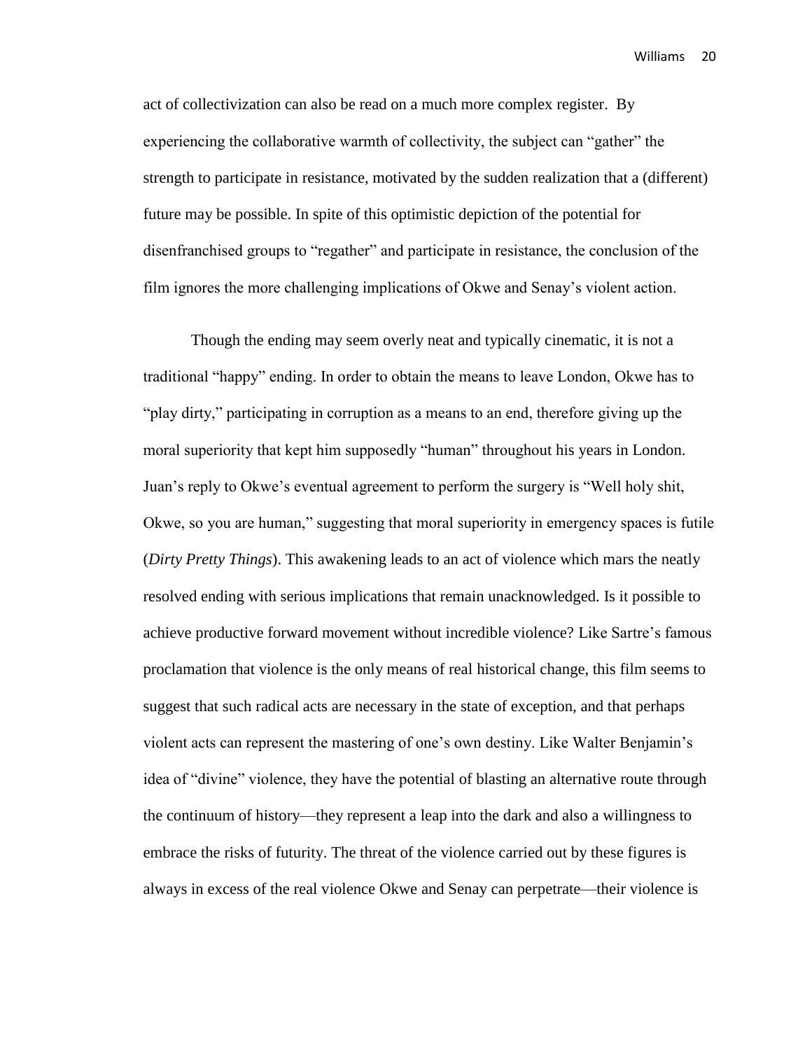act of collectivization can also be read on a much more complex register. By experiencing the collaborative warmth of collectivity, the subject can "gather" the strength to participate in resistance, motivated by the sudden realization that a (different) future may be possible. In spite of this optimistic depiction of the potential for disenfranchised groups to "regather" and participate in resistance, the conclusion of the film ignores the more challenging implications of Okwe and Senay's violent action.

Though the ending may seem overly neat and typically cinematic, it is not a traditional "happy" ending. In order to obtain the means to leave London, Okwe has to "play dirty," participating in corruption as a means to an end, therefore giving up the moral superiority that kept him supposedly "human" throughout his years in London. Juan's reply to Okwe's eventual agreement to perform the surgery is "Well holy shit, Okwe, so you are human," suggesting that moral superiority in emergency spaces is futile (*Dirty Pretty Things*). This awakening leads to an act of violence which mars the neatly resolved ending with serious implications that remain unacknowledged. Is it possible to achieve productive forward movement without incredible violence? Like Sartre's famous proclamation that violence is the only means of real historical change, this film seems to suggest that such radical acts are necessary in the state of exception, and that perhaps violent acts can represent the mastering of one's own destiny. Like Walter Benjamin's idea of "divine" violence, they have the potential of blasting an alternative route through the continuum of history—they represent a leap into the dark and also a willingness to embrace the risks of futurity. The threat of the violence carried out by these figures is always in excess of the real violence Okwe and Senay can perpetrate—their violence is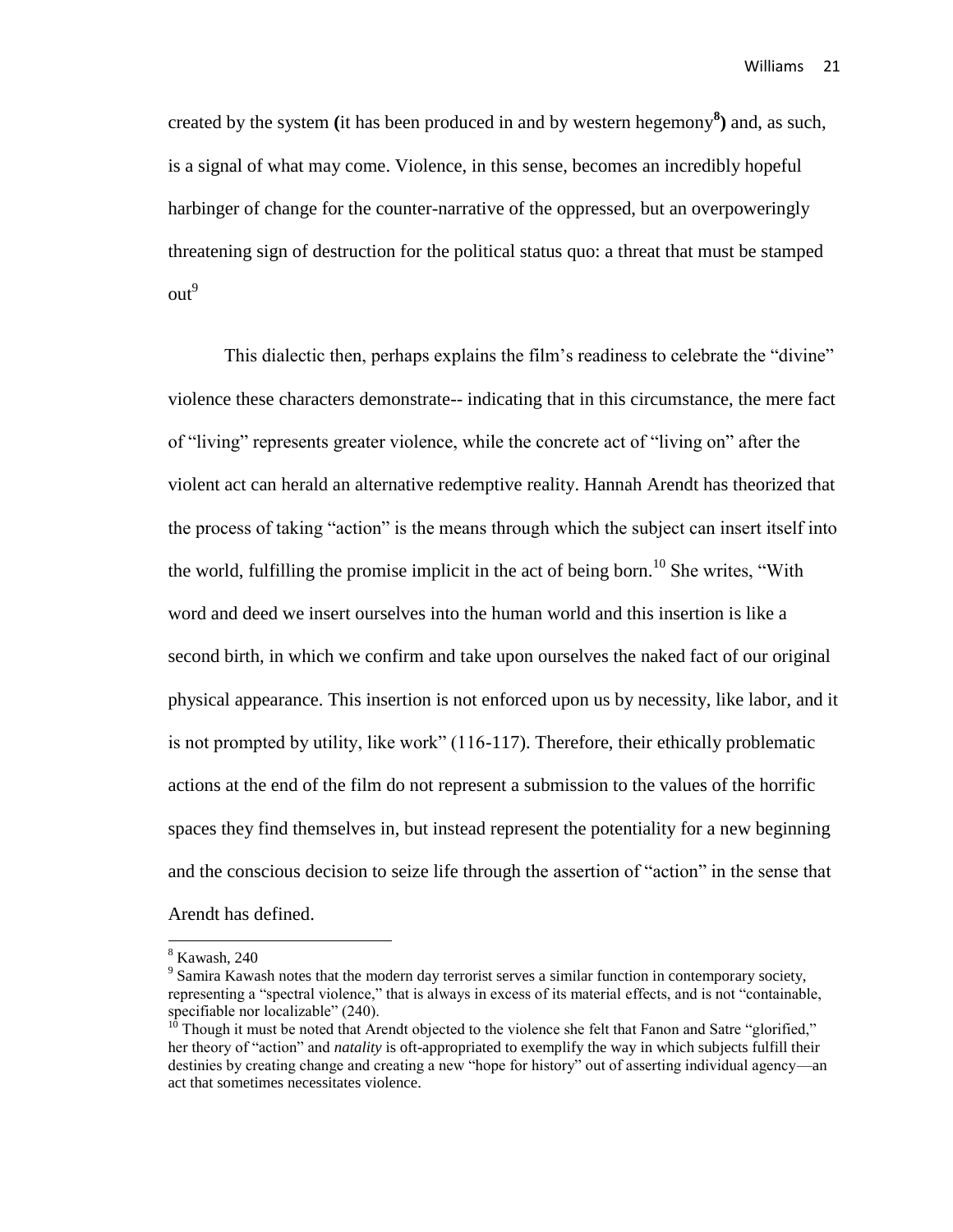created by the system (it has been produced in and by western hegemony[8]) and, as such, is a signal of what may come. Violence, in this sense, becomes an incredibly hopeful harbinger of change for the counter-narrative of the oppressed, but an overpoweringly threatening sign of destruction for the political status quo: a threat that must be stamped out[9]

This dialectic then, perhaps explains the film's readiness to celebrate the "divine" violence these characters demonstrate-- indicating that in this circumstance, the mere fact of "living" represents greater violence, while the concrete act of "living on" after the violent act can herald an alternative redemptive reality. Hannah Arendt has theorized that the process of taking "action" is the means through which the subject can insert itself into the world, fulfilling the promise implicit in the act of being born.[10] She writes, "With word and deed we insert ourselves into the human world and this insertion is like a second birth, in which we confirm and take upon ourselves the naked fact of our original physical appearance. This insertion is not enforced upon us by necessity, like labor, and it is not prompted by utility, like work" (116-117). Therefore, their ethically problematic actions at the end of the film do not represent a submission to the values of the horrific spaces they find themselves in, but instead represent the potentiality for a new beginning and the conscious decision to seize life through the assertion of "action" in the sense that Arendt has defined.

---

[8] Kawash, 240

[9] Samira Kawash notes that the modern day terrorist serves a similar function in contemporary society, representing a "spectral violence," that is always in excess of its material effects, and is not "containable, specifiable nor localizable" (240).

[10] Though it must be noted that Arendt objected to the violence she felt that Fanon and Satre "glorified," her theory of "action" and *natality* is oft-appropriated to exemplify the way in which subjects fulfill their destinies by creating change and creating a new "hope for history" out of asserting individual agency—an act that sometimes necessitates violence.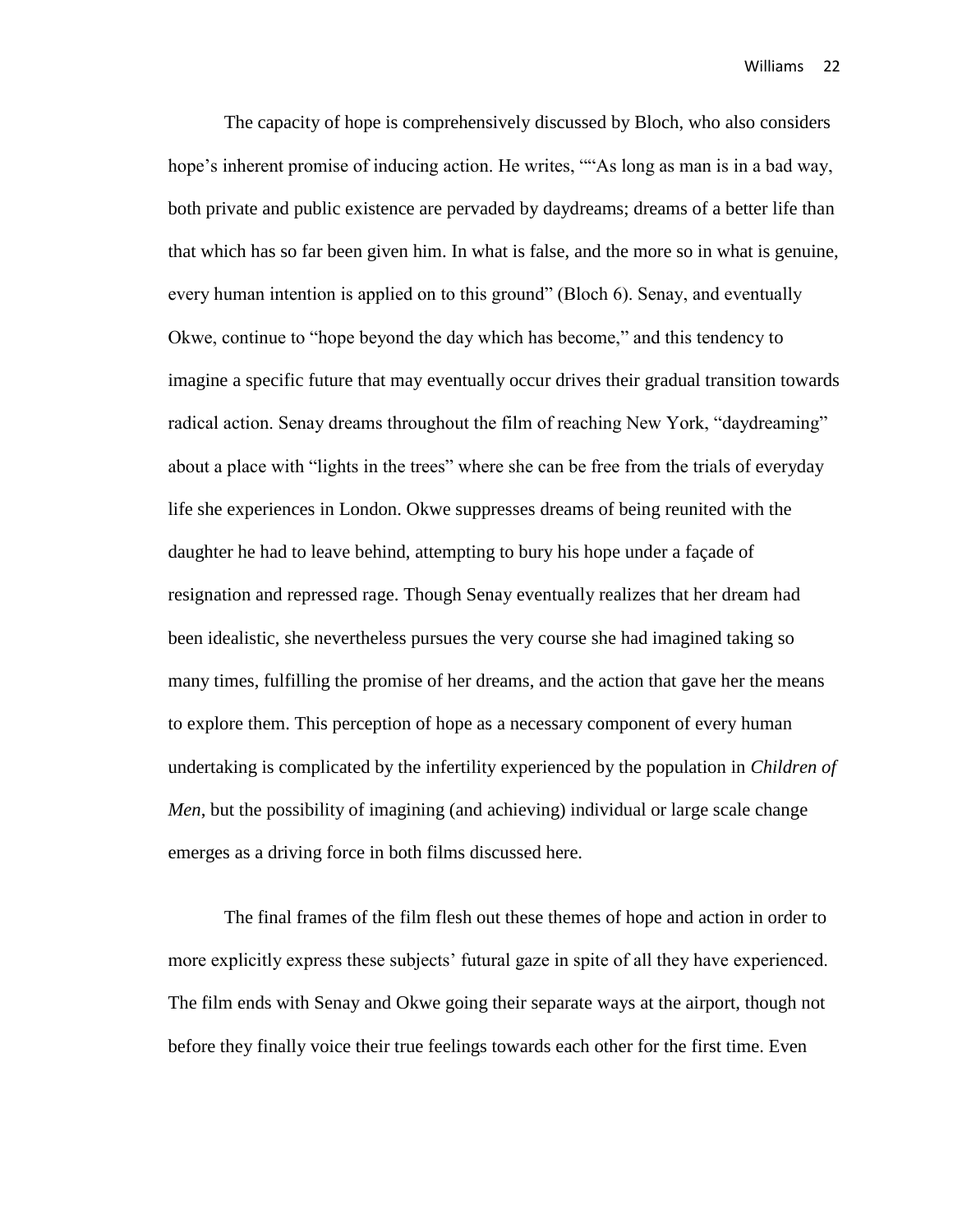The capacity of hope is comprehensively discussed by Bloch, who also considers hope's inherent promise of inducing action. He writes, ""As long as man is in a bad way, both private and public existence are pervaded by daydreams; dreams of a better life than that which has so far been given him. In what is false, and the more so in what is genuine, every human intention is applied on to this ground" (Bloch 6). Senay, and eventually Okwe, continue to "hope beyond the day which has become," and this tendency to imagine a specific future that may eventually occur drives their gradual transition towards radical action. Senay dreams throughout the film of reaching New York, "daydreaming" about a place with "lights in the trees" where she can be free from the trials of everyday life she experiences in London. Okwe suppresses dreams of being reunited with the daughter he had to leave behind, attempting to bury his hope under a façade of resignation and repressed rage. Though Senay eventually realizes that her dream had been idealistic, she nevertheless pursues the very course she had imagined taking so many times, fulfilling the promise of her dreams, and the action that gave her the means to explore them. This perception of hope as a necessary component of every human undertaking is complicated by the infertility experienced by the population in *Children of Men,* but the possibility of imagining (and achieving) individual or large scale change emerges as a driving force in both films discussed here.

The final frames of the film flesh out these themes of hope and action in order to more explicitly express these subjects' futural gaze in spite of all they have experienced. The film ends with Senay and Okwe going their separate ways at the airport, though not before they finally voice their true feelings towards each other for the first time. Even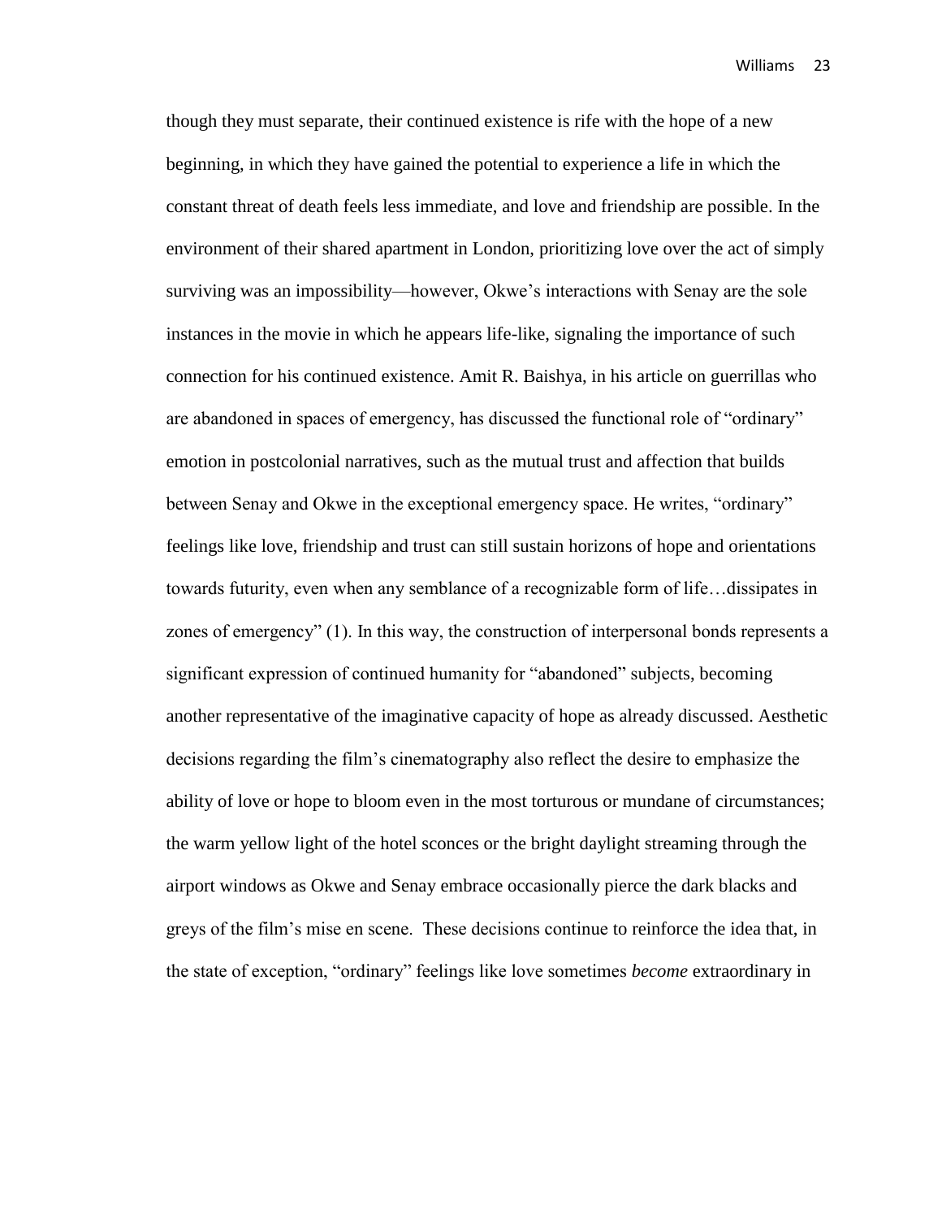though they must separate, their continued existence is rife with the hope of a new beginning, in which they have gained the potential to experience a life in which the constant threat of death feels less immediate, and love and friendship are possible. In the environment of their shared apartment in London, prioritizing love over the act of simply surviving was an impossibility—however, Okwe's interactions with Senay are the sole instances in the movie in which he appears life-like, signaling the importance of such connection for his continued existence. Amit R. Baishya, in his article on guerrillas who are abandoned in spaces of emergency, has discussed the functional role of "ordinary" emotion in postcolonial narratives, such as the mutual trust and affection that builds between Senay and Okwe in the exceptional emergency space. He writes, "ordinary" feelings like love, friendship and trust can still sustain horizons of hope and orientations towards futurity, even when any semblance of a recognizable form of life…dissipates in zones of emergency" (1). In this way, the construction of interpersonal bonds represents a significant expression of continued humanity for "abandoned" subjects, becoming another representative of the imaginative capacity of hope as already discussed. Aesthetic decisions regarding the film's cinematography also reflect the desire to emphasize the ability of love or hope to bloom even in the most torturous or mundane of circumstances; the warm yellow light of the hotel sconces or the bright daylight streaming through the airport windows as Okwe and Senay embrace occasionally pierce the dark blacks and greys of the film's mise en scene. These decisions continue to reinforce the idea that, in the state of exception, "ordinary" feelings like love sometimes *become* extraordinary in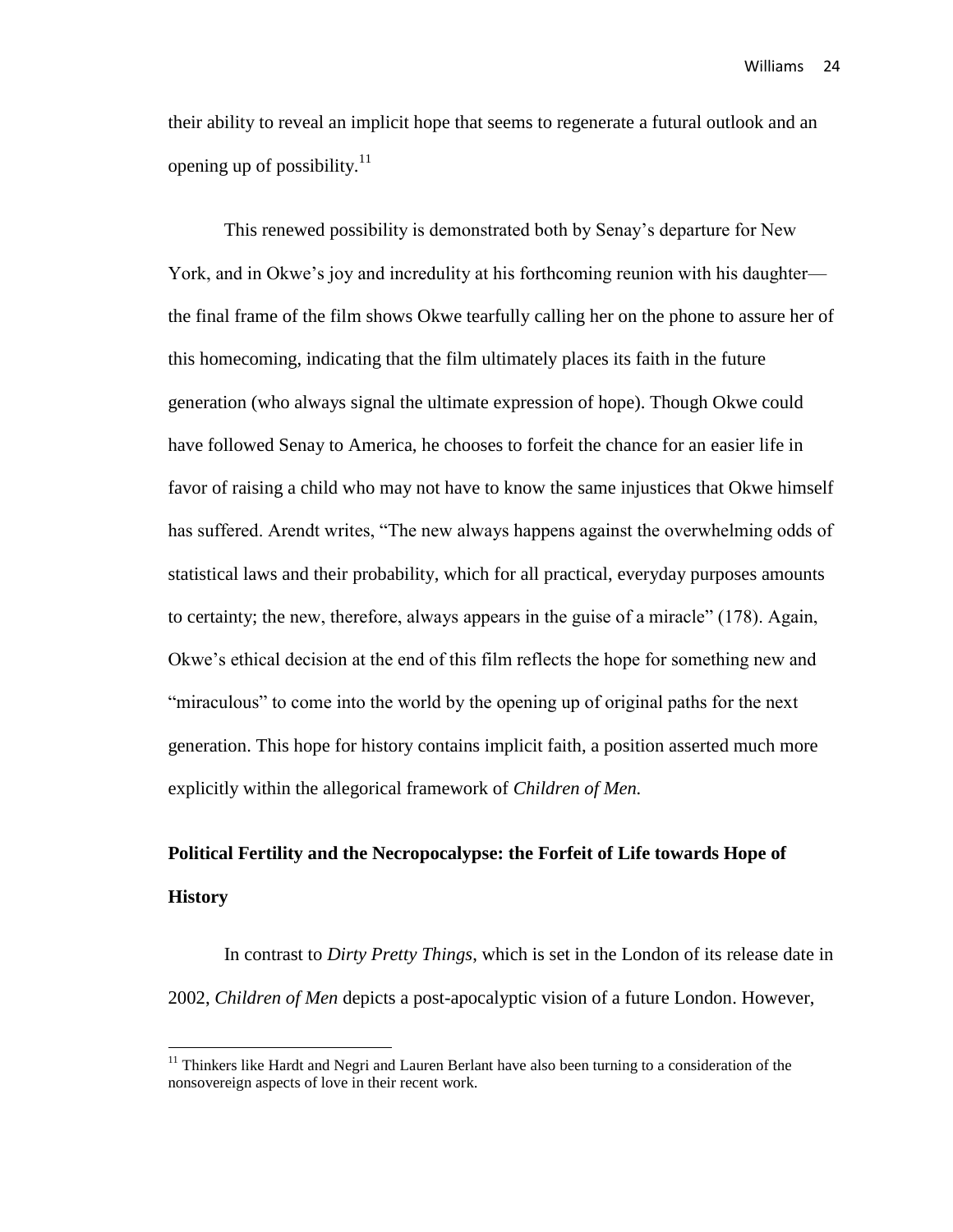their ability to reveal an implicit hope that seems to regenerate a futural outlook and an opening up of possibility.[11]

This renewed possibility is demonstrated both by Senay's departure for New York, and in Okwe's joy and incredulity at his forthcoming reunion with his daughter—the final frame of the film shows Okwe tearfully calling her on the phone to assure her of this homecoming, indicating that the film ultimately places its faith in the future generation (who always signal the ultimate expression of hope). Though Okwe could have followed Senay to America, he chooses to forfeit the chance for an easier life in favor of raising a child who may not have to know the same injustices that Okwe himself has suffered. Arendt writes, "The new always happens against the overwhelming odds of statistical laws and their probability, which for all practical, everyday purposes amounts to certainty; the new, therefore, always appears in the guise of a miracle" (178). Again, Okwe's ethical decision at the end of this film reflects the hope for something new and "miraculous" to come into the world by the opening up of original paths for the next generation. This hope for history contains implicit faith, a position asserted much more explicitly within the allegorical framework of *Children of Men.*

## Political Fertility and the Necropocalypse: the Forfeit of Life towards Hope of History

In contrast to *Dirty Pretty Things*, which is set in the London of its release date in 2002, *Children of Men* depicts a post-apocalyptic vision of a future London. However,

[11] Thinkers like Hardt and Negri and Lauren Berlant have also been turning to a consideration of the nonsovereign aspects of love in their recent work.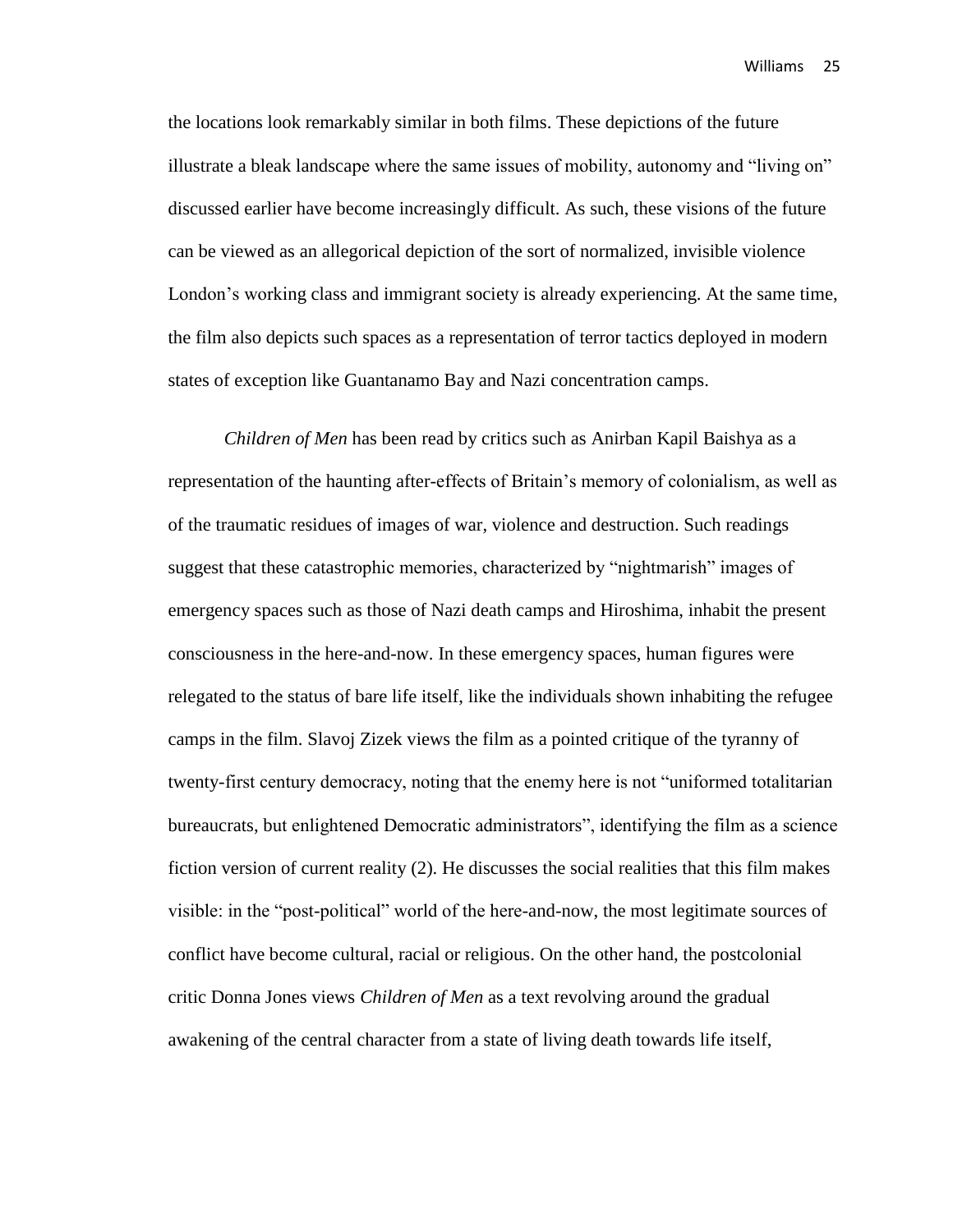the locations look remarkably similar in both films. These depictions of the future illustrate a bleak landscape where the same issues of mobility, autonomy and "living on" discussed earlier have become increasingly difficult. As such, these visions of the future can be viewed as an allegorical depiction of the sort of normalized, invisible violence London's working class and immigrant society is already experiencing. At the same time, the film also depicts such spaces as a representation of terror tactics deployed in modern states of exception like Guantanamo Bay and Nazi concentration camps.

*Children of Men* has been read by critics such as Anirban Kapil Baishya as a representation of the haunting after-effects of Britain's memory of colonialism, as well as of the traumatic residues of images of war, violence and destruction. Such readings suggest that these catastrophic memories, characterized by "nightmarish" images of emergency spaces such as those of Nazi death camps and Hiroshima, inhabit the present consciousness in the here-and-now. In these emergency spaces, human figures were relegated to the status of bare life itself, like the individuals shown inhabiting the refugee camps in the film. Slavoj Zizek views the film as a pointed critique of the tyranny of twenty-first century democracy, noting that the enemy here is not "uniformed totalitarian bureaucrats, but enlightened Democratic administrators", identifying the film as a science fiction version of current reality (2). He discusses the social realities that this film makes visible: in the "post-political" world of the here-and-now, the most legitimate sources of conflict have become cultural, racial or religious. On the other hand, the postcolonial critic Donna Jones views *Children of Men* as a text revolving around the gradual awakening of the central character from a state of living death towards life itself,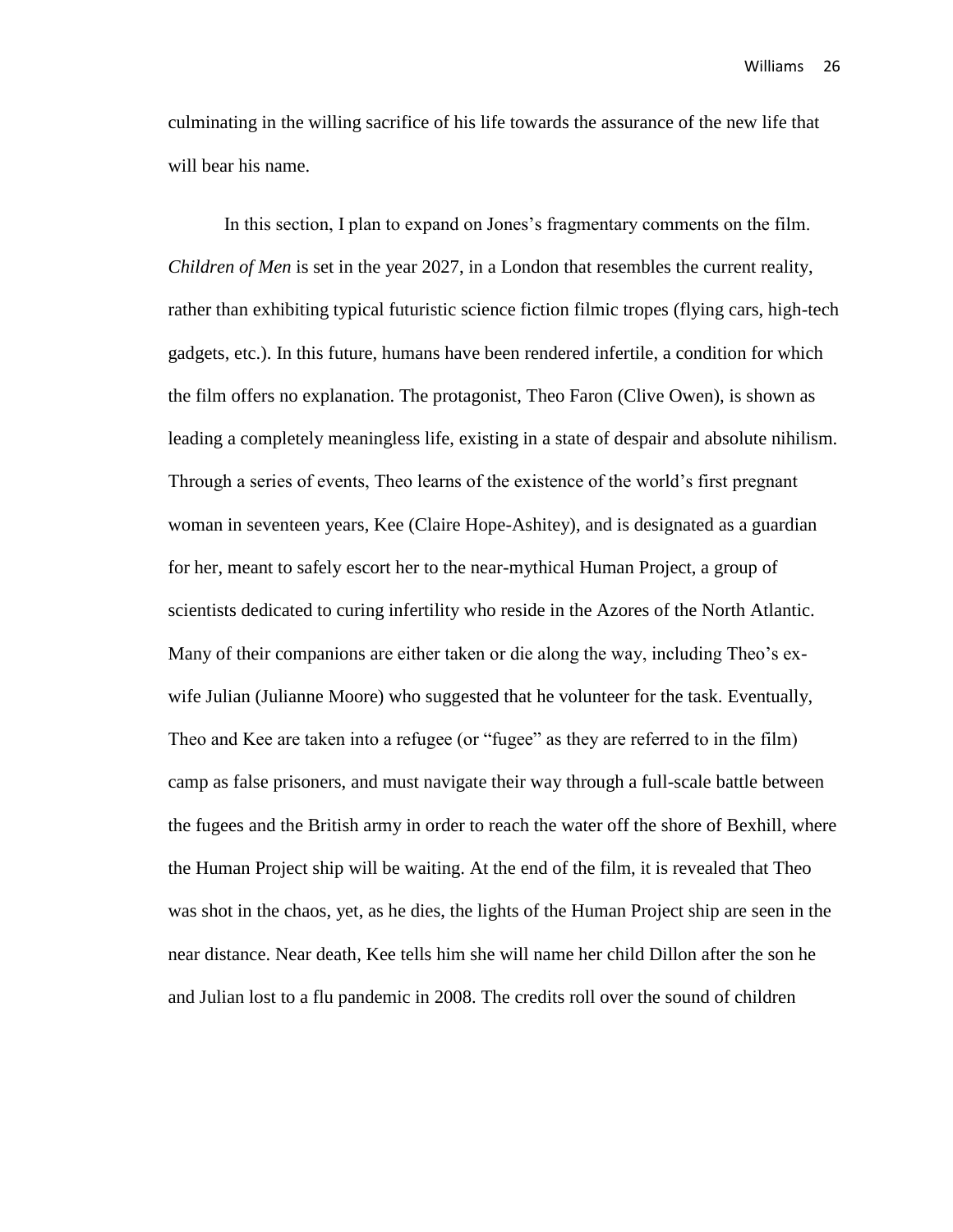culminating in the willing sacrifice of his life towards the assurance of the new life that will bear his name.

In this section, I plan to expand on Jones's fragmentary comments on the film. *Children of Men* is set in the year 2027, in a London that resembles the current reality, rather than exhibiting typical futuristic science fiction filmic tropes (flying cars, high-tech gadgets, etc.). In this future, humans have been rendered infertile, a condition for which the film offers no explanation. The protagonist, Theo Faron (Clive Owen), is shown as leading a completely meaningless life, existing in a state of despair and absolute nihilism. Through a series of events, Theo learns of the existence of the world's first pregnant woman in seventeen years, Kee (Claire Hope-Ashitey), and is designated as a guardian for her, meant to safely escort her to the near-mythical Human Project, a group of scientists dedicated to curing infertility who reside in the Azores of the North Atlantic. Many of their companions are either taken or die along the way, including Theo's ex-wife Julian (Julianne Moore) who suggested that he volunteer for the task. Eventually, Theo and Kee are taken into a refugee (or "fugee" as they are referred to in the film) camp as false prisoners, and must navigate their way through a full-scale battle between the fugees and the British army in order to reach the water off the shore of Bexhill, where the Human Project ship will be waiting. At the end of the film, it is revealed that Theo was shot in the chaos, yet, as he dies, the lights of the Human Project ship are seen in the near distance. Near death, Kee tells him she will name her child Dillon after the son he and Julian lost to a flu pandemic in 2008. The credits roll over the sound of children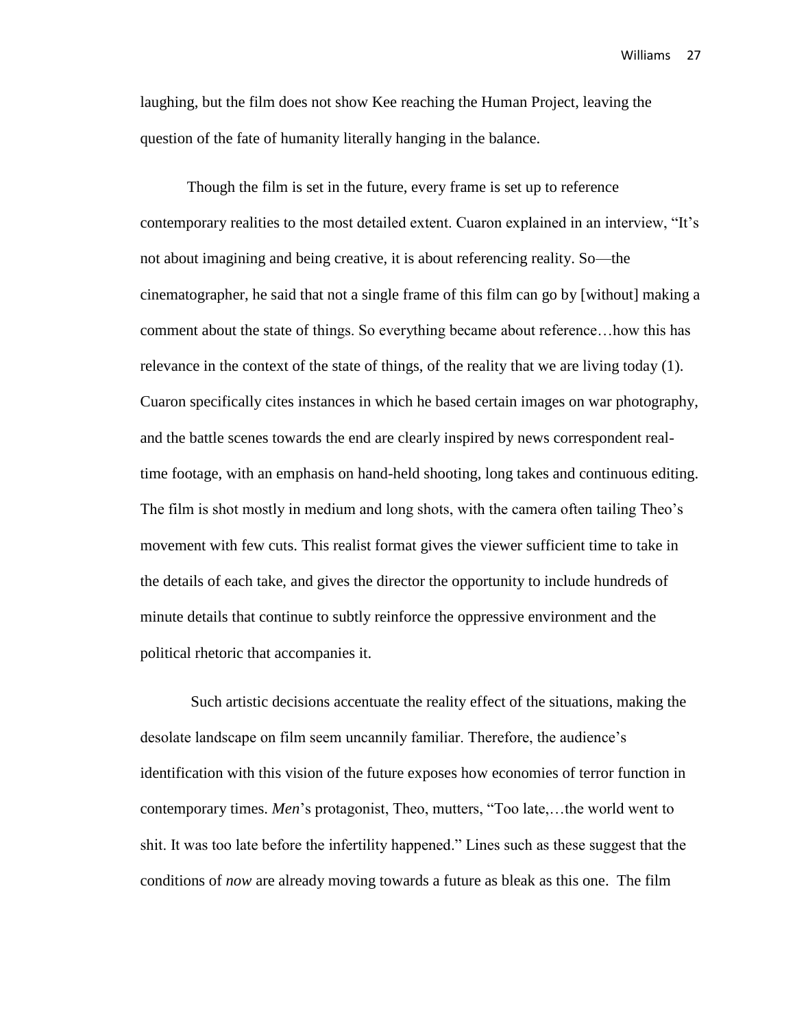laughing, but the film does not show Kee reaching the Human Project, leaving the question of the fate of humanity literally hanging in the balance.

Though the film is set in the future, every frame is set up to reference contemporary realities to the most detailed extent. Cuaron explained in an interview, "It's not about imagining and being creative, it is about referencing reality. So—the cinematographer, he said that not a single frame of this film can go by [without] making a comment about the state of things. So everything became about reference…how this has relevance in the context of the state of things, of the reality that we are living today (1). Cuaron specifically cites instances in which he based certain images on war photography, and the battle scenes towards the end are clearly inspired by news correspondent real-time footage, with an emphasis on hand-held shooting, long takes and continuous editing. The film is shot mostly in medium and long shots, with the camera often tailing Theo's movement with few cuts. This realist format gives the viewer sufficient time to take in the details of each take, and gives the director the opportunity to include hundreds of minute details that continue to subtly reinforce the oppressive environment and the political rhetoric that accompanies it.

Such artistic decisions accentuate the reality effect of the situations, making the desolate landscape on film seem uncannily familiar. Therefore, the audience's identification with this vision of the future exposes how economies of terror function in contemporary times. *Men*'s protagonist, Theo, mutters, "Too late,…the world went to shit. It was too late before the infertility happened." Lines such as these suggest that the conditions of *now* are already moving towards a future as bleak as this one. The film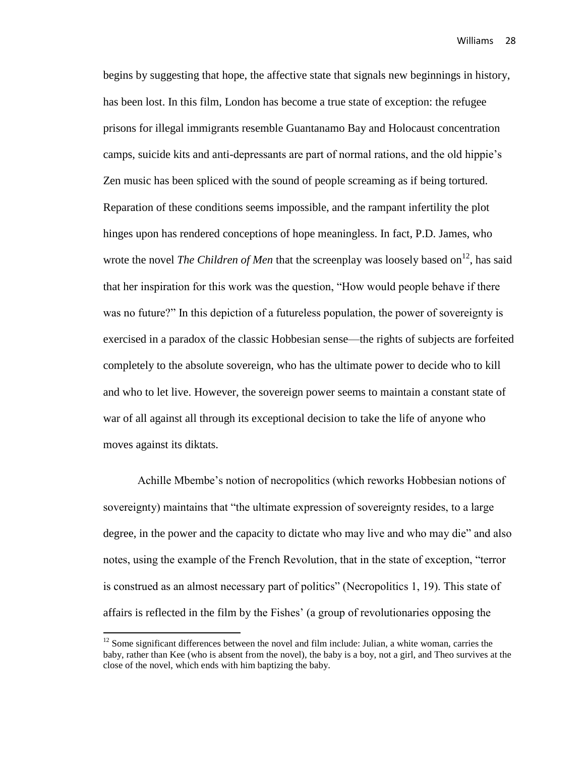begins by suggesting that hope, the affective state that signals new beginnings in history, has been lost. In this film, London has become a true state of exception: the refugee prisons for illegal immigrants resemble Guantanamo Bay and Holocaust concentration camps, suicide kits and anti-depressants are part of normal rations, and the old hippie's Zen music has been spliced with the sound of people screaming as if being tortured. Reparation of these conditions seems impossible, and the rampant infertility the plot hinges upon has rendered conceptions of hope meaningless. In fact, P.D. James, who wrote the novel *The Children of Men* that the screenplay was loosely based on[12], has said that her inspiration for this work was the question, "How would people behave if there was no future?" In this depiction of a futureless population, the power of sovereignty is exercised in a paradox of the classic Hobbesian sense—the rights of subjects are forfeited completely to the absolute sovereign, who has the ultimate power to decide who to kill and who to let live. However, the sovereign power seems to maintain a constant state of war of all against all through its exceptional decision to take the life of anyone who moves against its diktats.

Achille Mbembe's notion of necropolitics (which reworks Hobbesian notions of sovereignty) maintains that "the ultimate expression of sovereignty resides, to a large degree, in the power and the capacity to dictate who may live and who may die" and also notes, using the example of the French Revolution, that in the state of exception, "terror is construed as an almost necessary part of politics" (Necropolitics 1, 19). This state of affairs is reflected in the film by the Fishes' (a group of revolutionaries opposing the

[12] Some significant differences between the novel and film include: Julian, a white woman, carries the baby, rather than Kee (who is absent from the novel), the baby is a boy, not a girl, and Theo survives at the close of the novel, which ends with him baptizing the baby.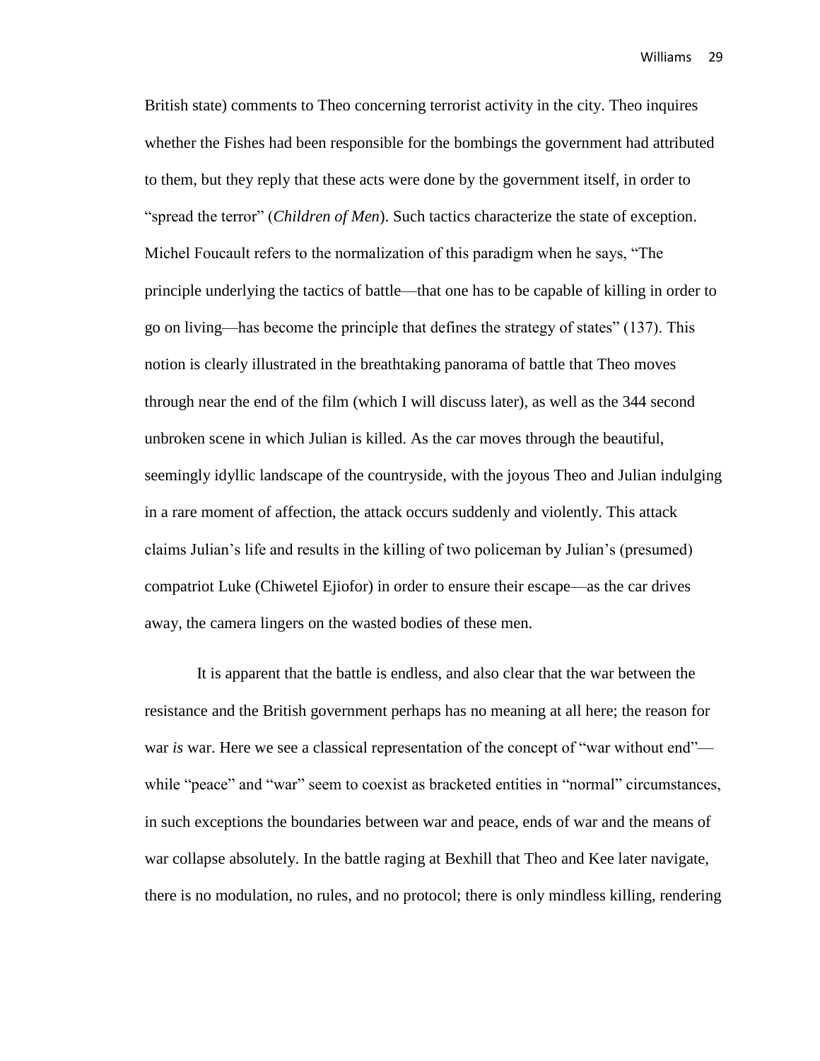British state) comments to Theo concerning terrorist activity in the city. Theo inquires whether the Fishes had been responsible for the bombings the government had attributed to them, but they reply that these acts were done by the government itself, in order to "spread the terror" (*Children of Men*). Such tactics characterize the state of exception. Michel Foucault refers to the normalization of this paradigm when he says, "The principle underlying the tactics of battle—that one has to be capable of killing in order to go on living—has become the principle that defines the strategy of states" (137). This notion is clearly illustrated in the breathtaking panorama of battle that Theo moves through near the end of the film (which I will discuss later), as well as the 344 second unbroken scene in which Julian is killed. As the car moves through the beautiful, seemingly idyllic landscape of the countryside, with the joyous Theo and Julian indulging in a rare moment of affection, the attack occurs suddenly and violently. This attack claims Julian's life and results in the killing of two policeman by Julian's (presumed) compatriot Luke (Chiwetel Ejiofor) in order to ensure their escape—as the car drives away, the camera lingers on the wasted bodies of these men.

It is apparent that the battle is endless, and also clear that the war between the resistance and the British government perhaps has no meaning at all here; the reason for war *is* war. Here we see a classical representation of the concept of "war without end"—while "peace" and "war" seem to coexist as bracketed entities in "normal" circumstances, in such exceptions the boundaries between war and peace, ends of war and the means of war collapse absolutely. In the battle raging at Bexhill that Theo and Kee later navigate, there is no modulation, no rules, and no protocol; there is only mindless killing, rendering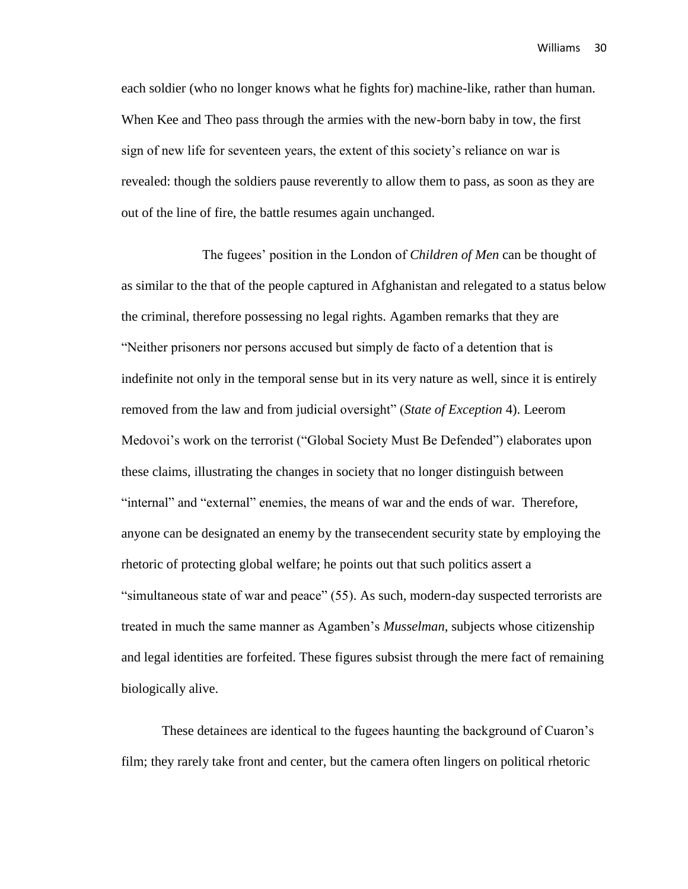each soldier (who no longer knows what he fights for) machine-like, rather than human. When Kee and Theo pass through the armies with the new-born baby in tow, the first sign of new life for seventeen years, the extent of this society's reliance on war is revealed: though the soldiers pause reverently to allow them to pass, as soon as they are out of the line of fire, the battle resumes again unchanged.

The fugees' position in the London of *Children of Men* can be thought of as similar to the that of the people captured in Afghanistan and relegated to a status below the criminal, therefore possessing no legal rights. Agamben remarks that they are "Neither prisoners nor persons accused but simply de facto of a detention that is indefinite not only in the temporal sense but in its very nature as well, since it is entirely removed from the law and from judicial oversight" (*State of Exception* 4). Leerom Medovoi's work on the terrorist ("Global Society Must Be Defended") elaborates upon these claims, illustrating the changes in society that no longer distinguish between "internal" and "external" enemies, the means of war and the ends of war. Therefore, anyone can be designated an enemy by the transecendent security state by employing the rhetoric of protecting global welfare; he points out that such politics assert a "simultaneous state of war and peace" (55). As such, modern-day suspected terrorists are treated in much the same manner as Agamben's *Musselman*, subjects whose citizenship and legal identities are forfeited. These figures subsist through the mere fact of remaining biologically alive.

These detainees are identical to the fugees haunting the background of Cuaron's film; they rarely take front and center, but the camera often lingers on political rhetoric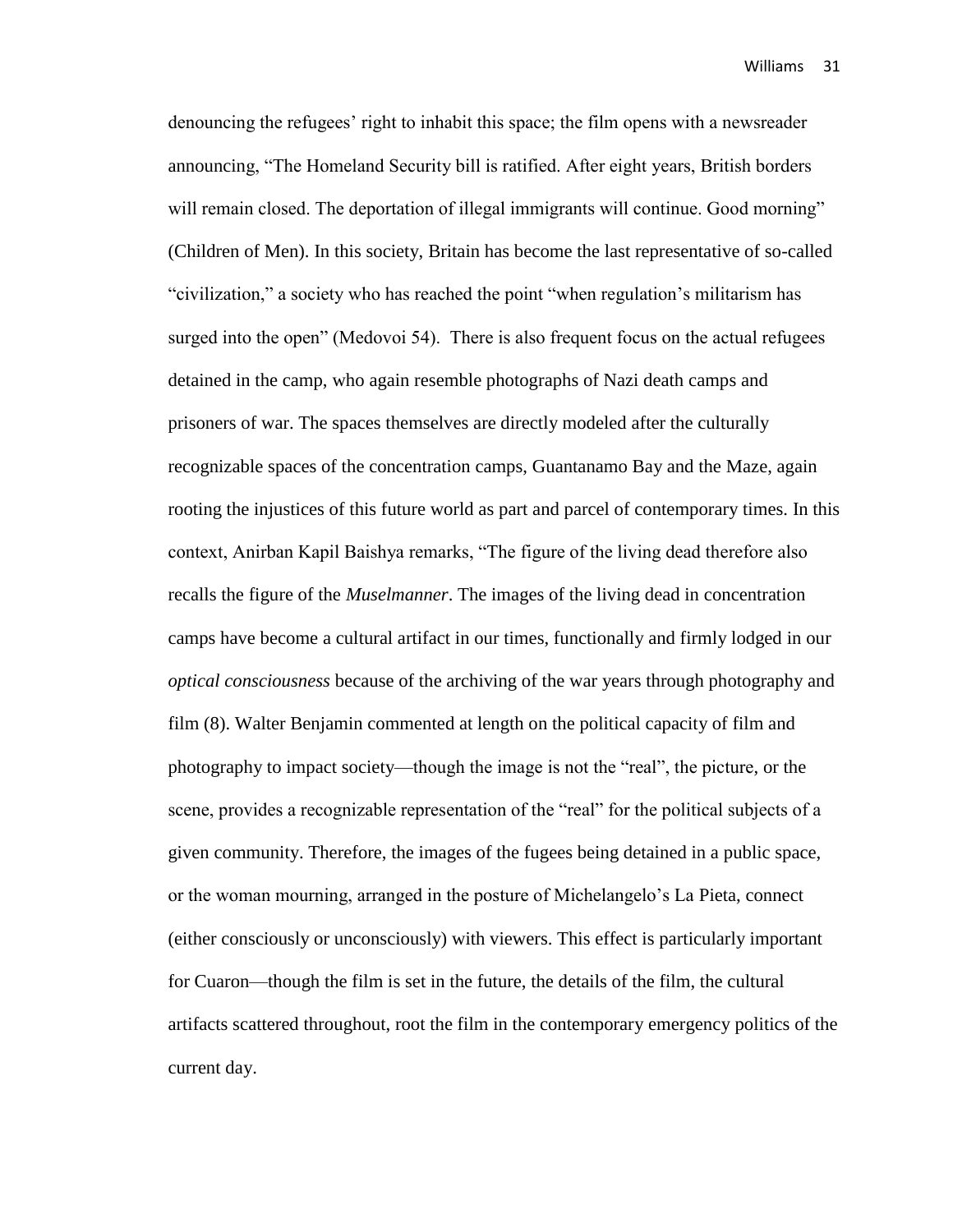denouncing the refugees' right to inhabit this space; the film opens with a newsreader announcing, "The Homeland Security bill is ratified. After eight years, British borders will remain closed. The deportation of illegal immigrants will continue. Good morning" (Children of Men). In this society, Britain has become the last representative of so-called "civilization," a society who has reached the point "when regulation's militarism has surged into the open" (Medovoi 54). There is also frequent focus on the actual refugees detained in the camp, who again resemble photographs of Nazi death camps and prisoners of war. The spaces themselves are directly modeled after the culturally recognizable spaces of the concentration camps, Guantanamo Bay and the Maze, again rooting the injustices of this future world as part and parcel of contemporary times. In this context, Anirban Kapil Baishya remarks, "The figure of the living dead therefore also recalls the figure of the *Muselmanner*. The images of the living dead in concentration camps have become a cultural artifact in our times, functionally and firmly lodged in our *optical consciousness* because of the archiving of the war years through photography and film (8). Walter Benjamin commented at length on the political capacity of film and photography to impact society—though the image is not the "real", the picture, or the scene, provides a recognizable representation of the "real" for the political subjects of a given community. Therefore, the images of the fugees being detained in a public space, or the woman mourning, arranged in the posture of Michelangelo's La Pieta, connect (either consciously or unconsciously) with viewers. This effect is particularly important for Cuaron—though the film is set in the future, the details of the film, the cultural artifacts scattered throughout, root the film in the contemporary emergency politics of the current day.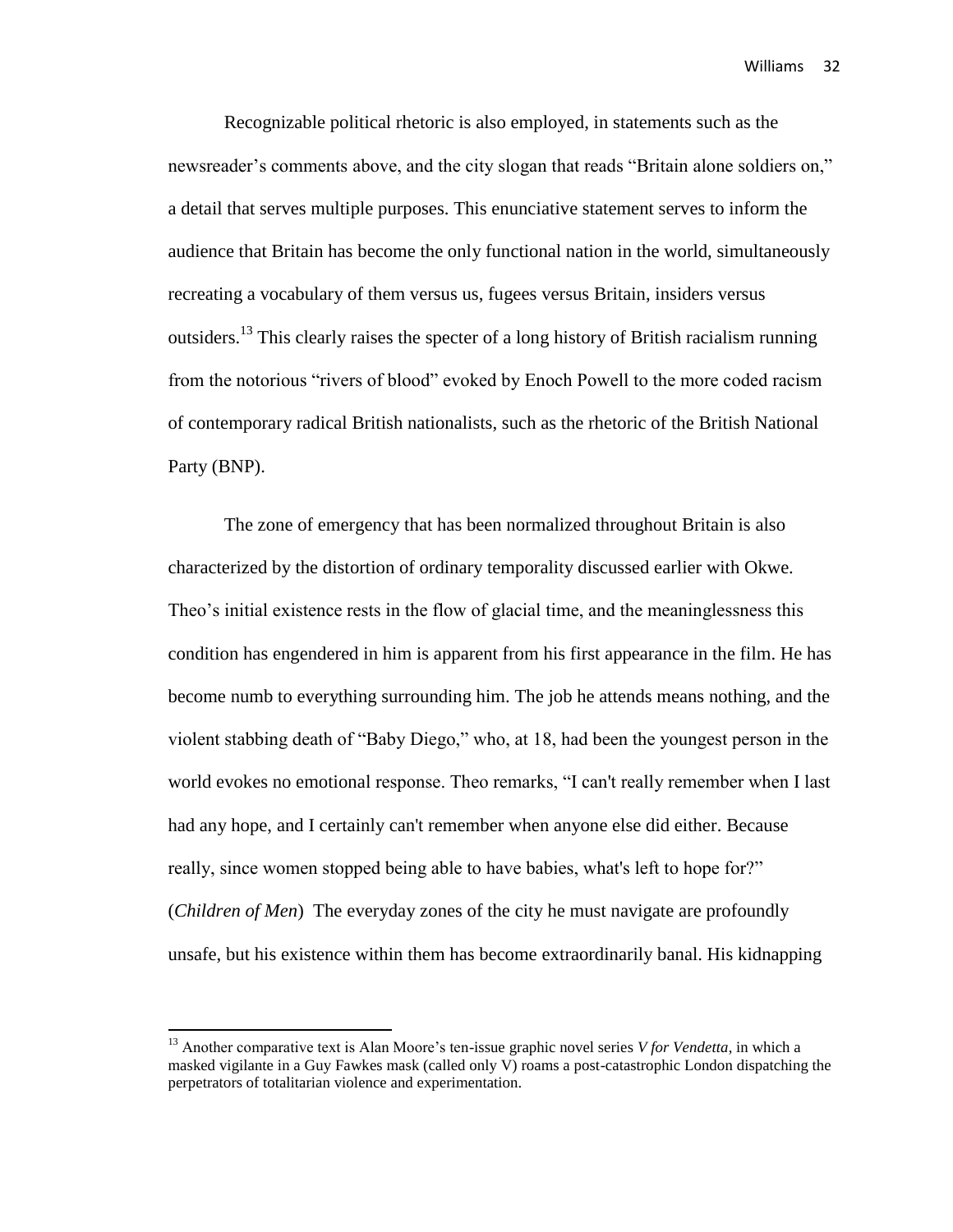Recognizable political rhetoric is also employed, in statements such as the newsreader's comments above, and the city slogan that reads "Britain alone soldiers on," a detail that serves multiple purposes. This enunciative statement serves to inform the audience that Britain has become the only functional nation in the world, simultaneously recreating a vocabulary of them versus us, fugees versus Britain, insiders versus outsiders.[13] This clearly raises the specter of a long history of British racialism running from the notorious "rivers of blood" evoked by Enoch Powell to the more coded racism of contemporary radical British nationalists, such as the rhetoric of the British National Party (BNP).

The zone of emergency that has been normalized throughout Britain is also characterized by the distortion of ordinary temporality discussed earlier with Okwe. Theo's initial existence rests in the flow of glacial time, and the meaninglessness this condition has engendered in him is apparent from his first appearance in the film. He has become numb to everything surrounding him. The job he attends means nothing, and the violent stabbing death of "Baby Diego," who, at 18, had been the youngest person in the world evokes no emotional response. Theo remarks, "I can't really remember when I last had any hope, and I certainly can't remember when anyone else did either. Because really, since women stopped being able to have babies, what's left to hope for?" (*Children of Men*) The everyday zones of the city he must navigate are profoundly unsafe, but his existence within them has become extraordinarily banal. His kidnapping

[13] Another comparative text is Alan Moore's ten-issue graphic novel series *V for Vendetta*, in which a masked vigilante in a Guy Fawkes mask (called only V) roams a post-catastrophic London dispatching the perpetrators of totalitarian violence and experimentation.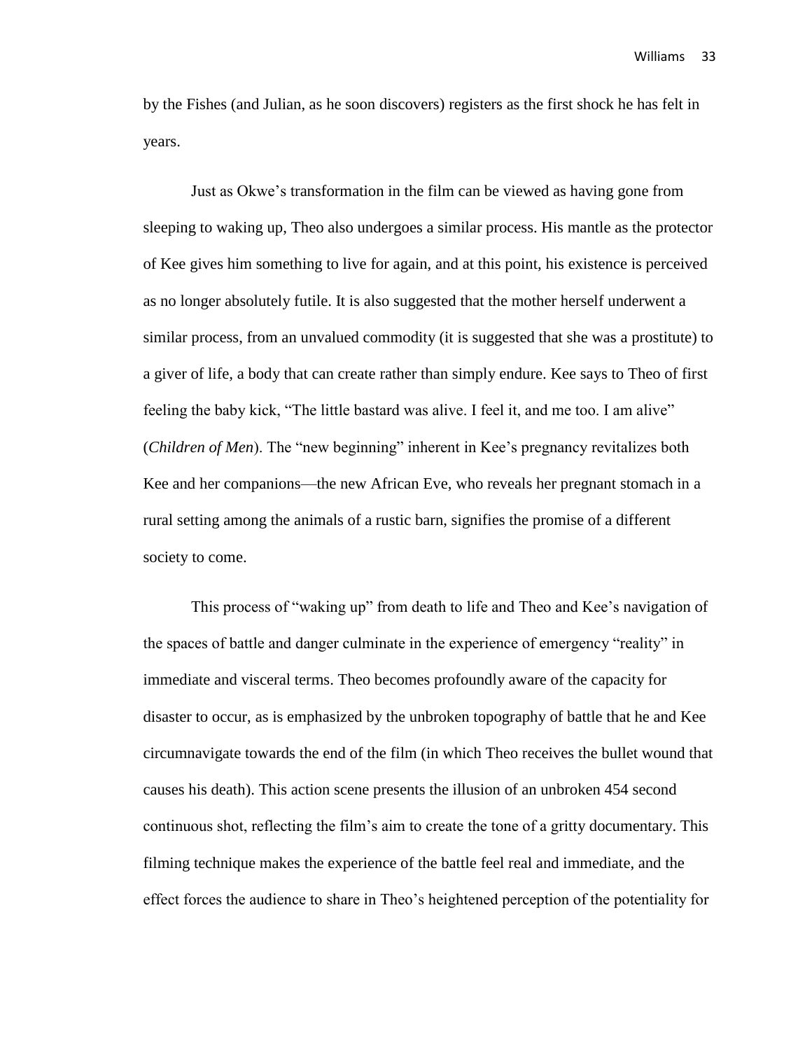by the Fishes (and Julian, as he soon discovers) registers as the first shock he has felt in years.

Just as Okwe's transformation in the film can be viewed as having gone from sleeping to waking up, Theo also undergoes a similar process. His mantle as the protector of Kee gives him something to live for again, and at this point, his existence is perceived as no longer absolutely futile. It is also suggested that the mother herself underwent a similar process, from an unvalued commodity (it is suggested that she was a prostitute) to a giver of life, a body that can create rather than simply endure. Kee says to Theo of first feeling the baby kick, "The little bastard was alive. I feel it, and me too. I am alive" (*Children of Men*). The "new beginning" inherent in Kee's pregnancy revitalizes both Kee and her companions—the new African Eve, who reveals her pregnant stomach in a rural setting among the animals of a rustic barn, signifies the promise of a different society to come.

This process of "waking up" from death to life and Theo and Kee's navigation of the spaces of battle and danger culminate in the experience of emergency "reality" in immediate and visceral terms. Theo becomes profoundly aware of the capacity for disaster to occur, as is emphasized by the unbroken topography of battle that he and Kee circumnavigate towards the end of the film (in which Theo receives the bullet wound that causes his death). This action scene presents the illusion of an unbroken 454 second continuous shot, reflecting the film's aim to create the tone of a gritty documentary. This filming technique makes the experience of the battle feel real and immediate, and the effect forces the audience to share in Theo's heightened perception of the potentiality for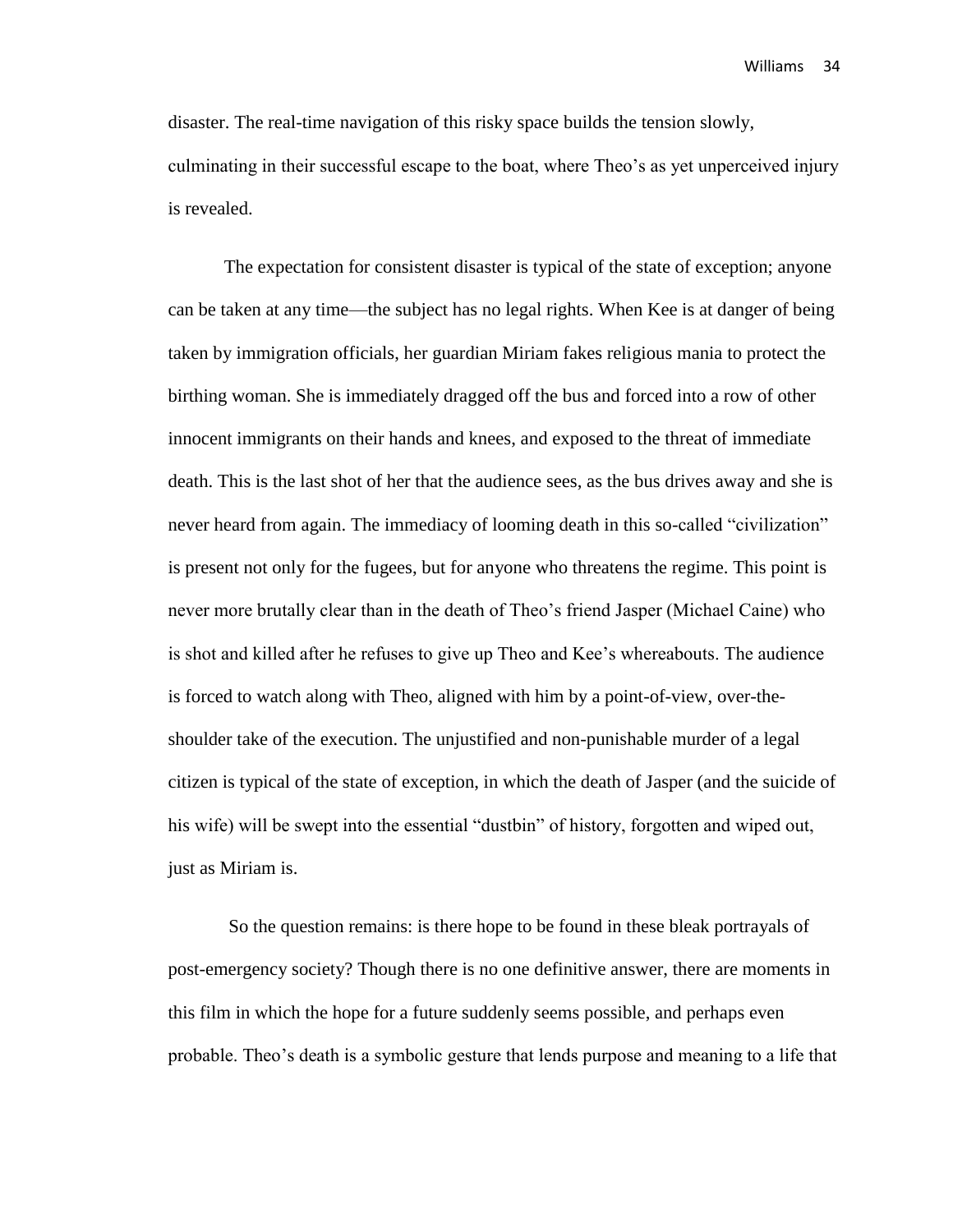disaster. The real-time navigation of this risky space builds the tension slowly, culminating in their successful escape to the boat, where Theo's as yet unperceived injury is revealed.

The expectation for consistent disaster is typical of the state of exception; anyone can be taken at any time—the subject has no legal rights. When Kee is at danger of being taken by immigration officials, her guardian Miriam fakes religious mania to protect the birthing woman. She is immediately dragged off the bus and forced into a row of other innocent immigrants on their hands and knees, and exposed to the threat of immediate death. This is the last shot of her that the audience sees, as the bus drives away and she is never heard from again. The immediacy of looming death in this so-called "civilization" is present not only for the fugees, but for anyone who threatens the regime. This point is never more brutally clear than in the death of Theo's friend Jasper (Michael Caine) who is shot and killed after he refuses to give up Theo and Kee's whereabouts. The audience is forced to watch along with Theo, aligned with him by a point-of-view, over-the-shoulder take of the execution. The unjustified and non-punishable murder of a legal citizen is typical of the state of exception, in which the death of Jasper (and the suicide of his wife) will be swept into the essential "dustbin" of history, forgotten and wiped out, just as Miriam is.

So the question remains: is there hope to be found in these bleak portrayals of post-emergency society? Though there is no one definitive answer, there are moments in this film in which the hope for a future suddenly seems possible, and perhaps even probable. Theo's death is a symbolic gesture that lends purpose and meaning to a life that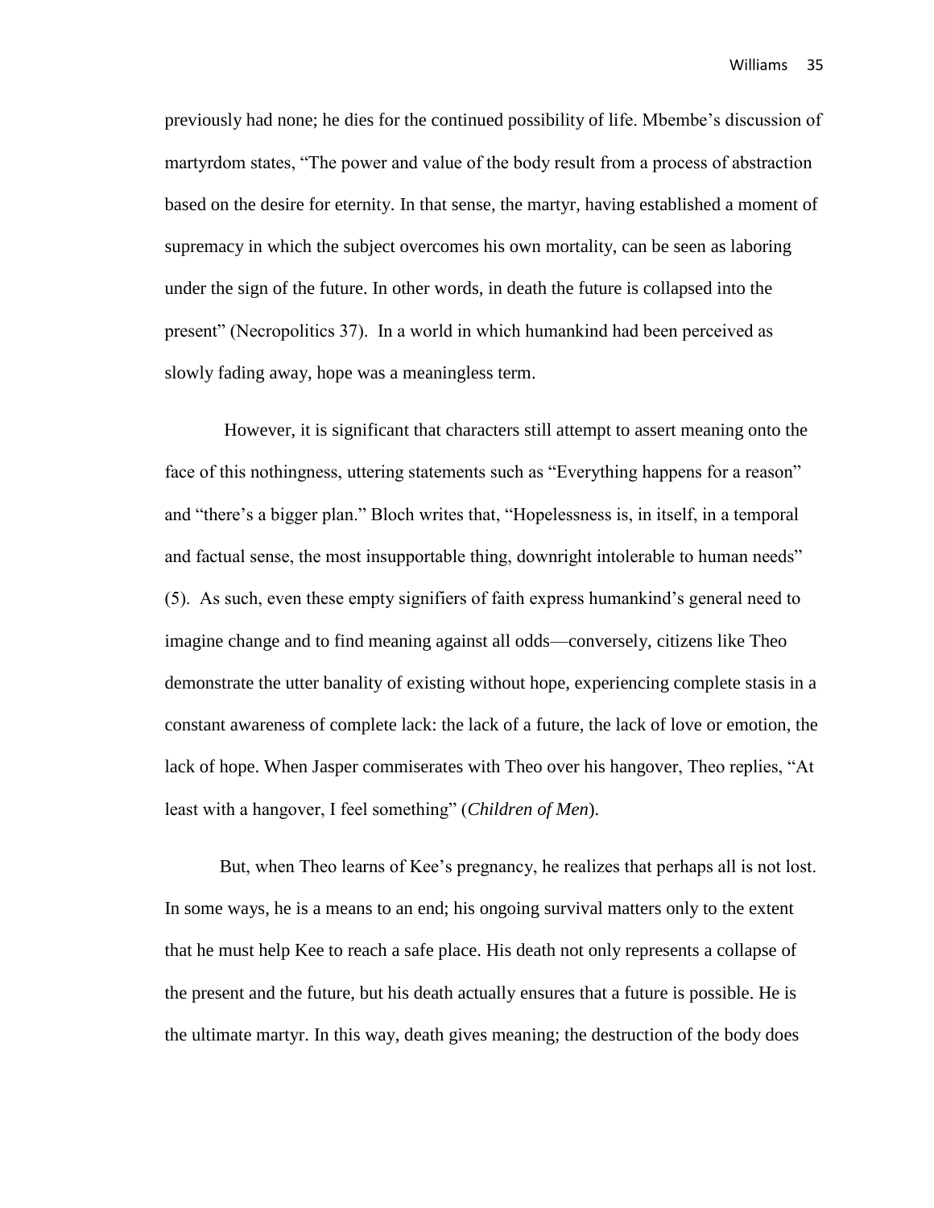previously had none; he dies for the continued possibility of life. Mbembe's discussion of martyrdom states, "The power and value of the body result from a process of abstraction based on the desire for eternity. In that sense, the martyr, having established a moment of supremacy in which the subject overcomes his own mortality, can be seen as laboring under the sign of the future. In other words, in death the future is collapsed into the present" (Necropolitics 37). In a world in which humankind had been perceived as slowly fading away, hope was a meaningless term.

However, it is significant that characters still attempt to assert meaning onto the face of this nothingness, uttering statements such as "Everything happens for a reason" and "there's a bigger plan." Bloch writes that, "Hopelessness is, in itself, in a temporal and factual sense, the most insupportable thing, downright intolerable to human needs" (5). As such, even these empty signifiers of faith express humankind's general need to imagine change and to find meaning against all odds—conversely, citizens like Theo demonstrate the utter banality of existing without hope, experiencing complete stasis in a constant awareness of complete lack: the lack of a future, the lack of love or emotion, the lack of hope. When Jasper commiserates with Theo over his hangover, Theo replies, "At least with a hangover, I feel something" (*Children of Men*).

But, when Theo learns of Kee's pregnancy, he realizes that perhaps all is not lost. In some ways, he is a means to an end; his ongoing survival matters only to the extent that he must help Kee to reach a safe place. His death not only represents a collapse of the present and the future, but his death actually ensures that a future is possible. He is the ultimate martyr. In this way, death gives meaning; the destruction of the body does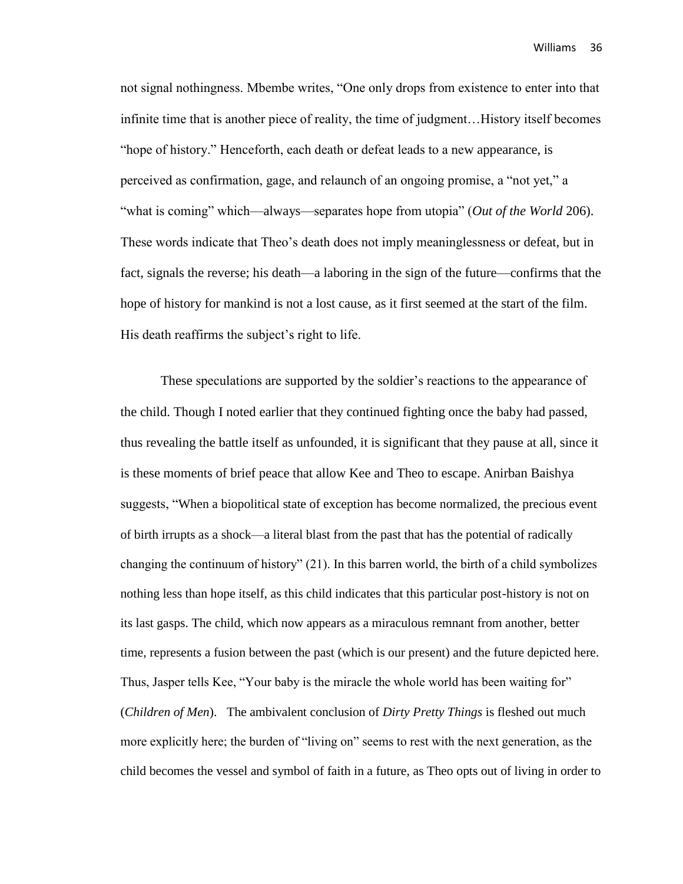not signal nothingness. Mbembe writes, "One only drops from existence to enter into that infinite time that is another piece of reality, the time of judgment…History itself becomes "hope of history." Henceforth, each death or defeat leads to a new appearance, is perceived as confirmation, gage, and relaunch of an ongoing promise, a "not yet," a "what is coming" which—always—separates hope from utopia" (*Out of the World* 206). These words indicate that Theo's death does not imply meaninglessness or defeat, but in fact, signals the reverse; his death—a laboring in the sign of the future—confirms that the hope of history for mankind is not a lost cause, as it first seemed at the start of the film. His death reaffirms the subject's right to life.

These speculations are supported by the soldier's reactions to the appearance of the child. Though I noted earlier that they continued fighting once the baby had passed, thus revealing the battle itself as unfounded, it is significant that they pause at all, since it is these moments of brief peace that allow Kee and Theo to escape. Anirban Baishya suggests, "When a biopolitical state of exception has become normalized, the precious event of birth irrupts as a shock—a literal blast from the past that has the potential of radically changing the continuum of history" (21). In this barren world, the birth of a child symbolizes nothing less than hope itself, as this child indicates that this particular post-history is not on its last gasps. The child, which now appears as a miraculous remnant from another, better time, represents a fusion between the past (which is our present) and the future depicted here. Thus, Jasper tells Kee, "Your baby is the miracle the whole world has been waiting for" (*Children of Men*). The ambivalent conclusion of *Dirty Pretty Things* is fleshed out much more explicitly here; the burden of "living on" seems to rest with the next generation, as the child becomes the vessel and symbol of faith in a future, as Theo opts out of living in order to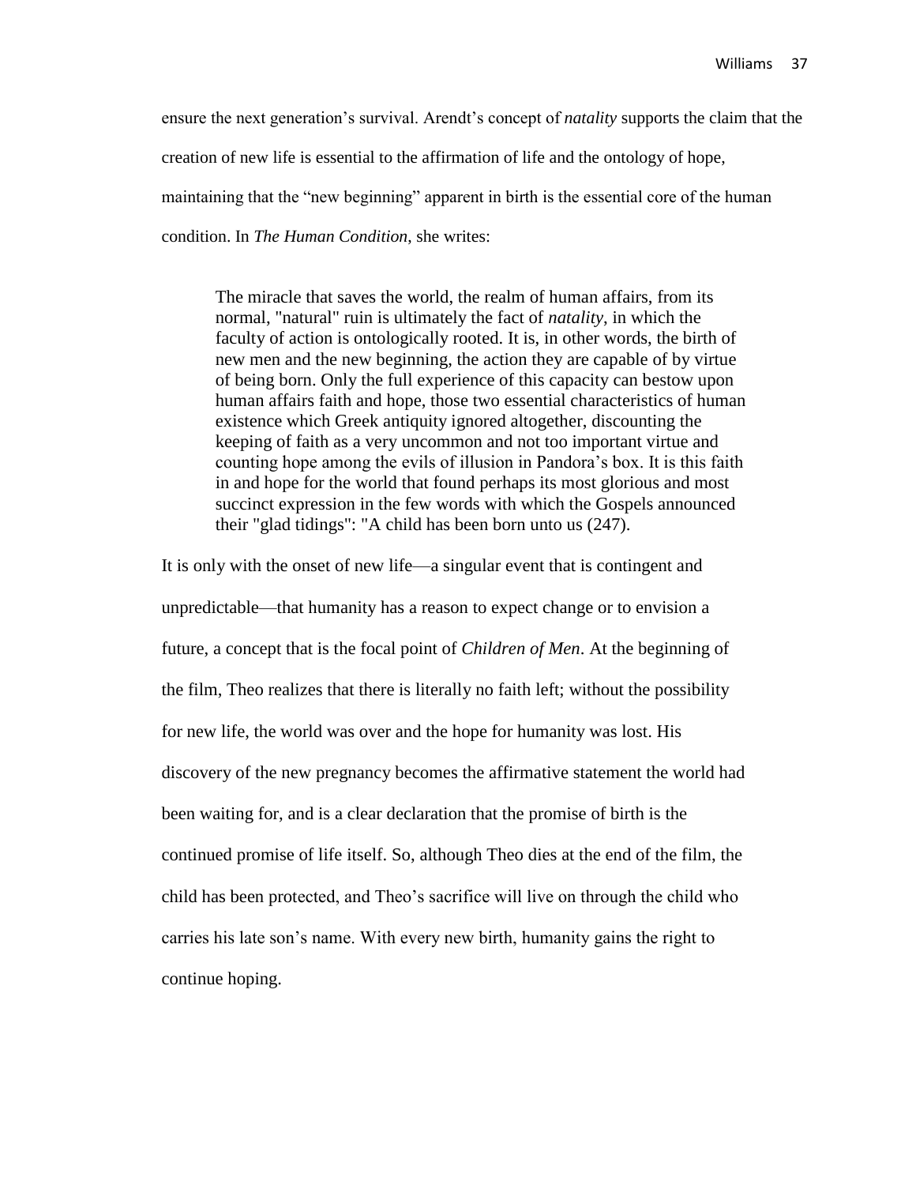ensure the next generation's survival. Arendt's concept of *natality* supports the claim that the creation of new life is essential to the affirmation of life and the ontology of hope, maintaining that the "new beginning" apparent in birth is the essential core of the human condition. In *The Human Condition*, she writes:

> The miracle that saves the world, the realm of human affairs, from its normal, "natural" ruin is ultimately the fact of *natality*, in which the faculty of action is ontologically rooted. It is, in other words, the birth of new men and the new beginning, the action they are capable of by virtue of being born. Only the full experience of this capacity can bestow upon human affairs faith and hope, those two essential characteristics of human existence which Greek antiquity ignored altogether, discounting the keeping of faith as a very uncommon and not too important virtue and counting hope among the evils of illusion in Pandora's box. It is this faith in and hope for the world that found perhaps its most glorious and most succinct expression in the few words with which the Gospels announced their "glad tidings": "A child has been born unto us (247).

It is only with the onset of new life—a singular event that is contingent and unpredictable—that humanity has a reason to expect change or to envision a future, a concept that is the focal point of *Children of Men*. At the beginning of the film, Theo realizes that there is literally no faith left; without the possibility for new life, the world was over and the hope for humanity was lost. His discovery of the new pregnancy becomes the affirmative statement the world had been waiting for, and is a clear declaration that the promise of birth is the continued promise of life itself. So, although Theo dies at the end of the film, the child has been protected, and Theo's sacrifice will live on through the child who carries his late son's name. With every new birth, humanity gains the right to continue hoping.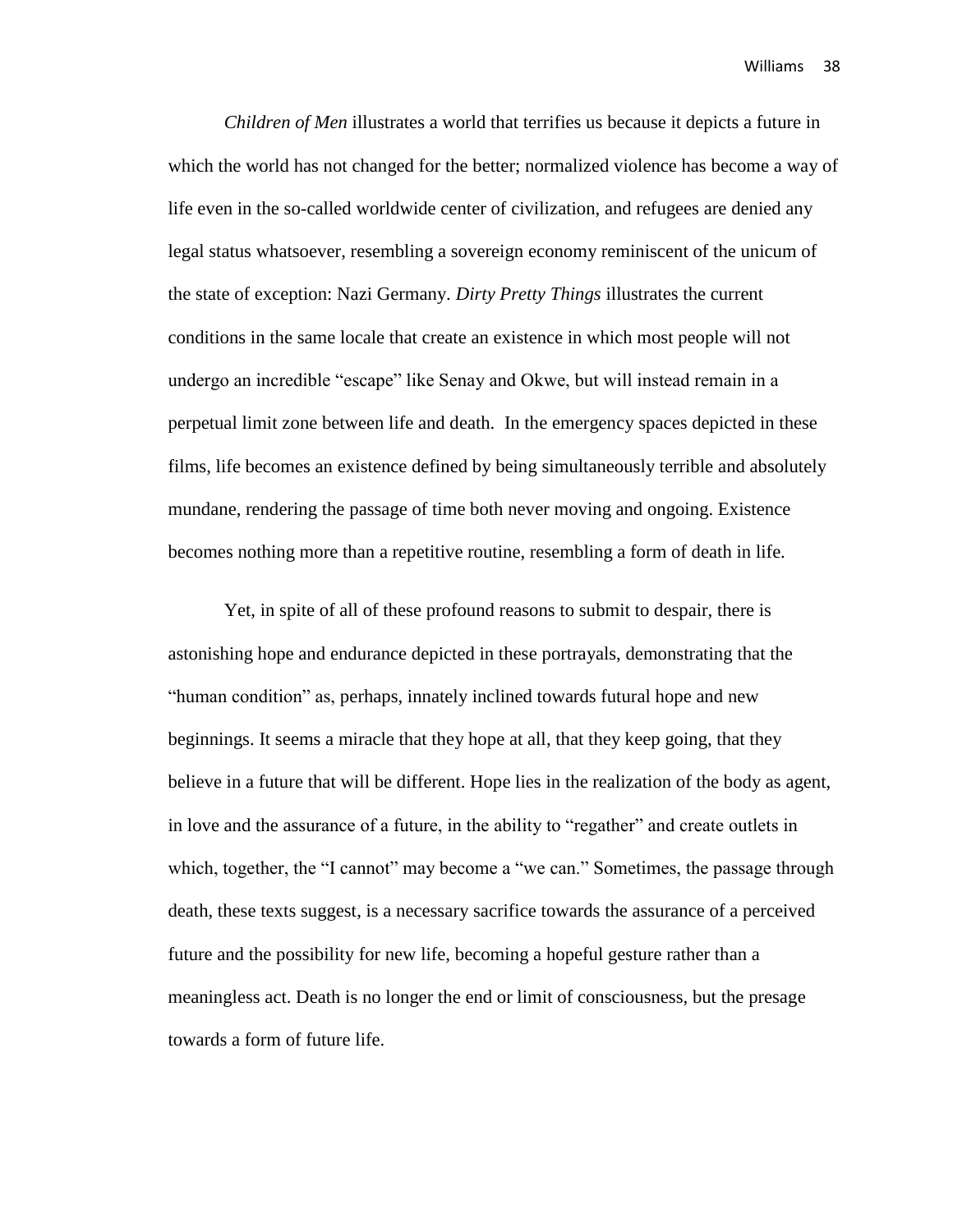*Children of Men* illustrates a world that terrifies us because it depicts a future in which the world has not changed for the better; normalized violence has become a way of life even in the so-called worldwide center of civilization, and refugees are denied any legal status whatsoever, resembling a sovereign economy reminiscent of the unicum of the state of exception: Nazi Germany. *Dirty Pretty Things* illustrates the current conditions in the same locale that create an existence in which most people will not undergo an incredible "escape" like Senay and Okwe, but will instead remain in a perpetual limit zone between life and death. In the emergency spaces depicted in these films, life becomes an existence defined by being simultaneously terrible and absolutely mundane, rendering the passage of time both never moving and ongoing. Existence becomes nothing more than a repetitive routine, resembling a form of death in life.

Yet, in spite of all of these profound reasons to submit to despair, there is astonishing hope and endurance depicted in these portrayals, demonstrating that the "human condition" as, perhaps, innately inclined towards futural hope and new beginnings. It seems a miracle that they hope at all, that they keep going, that they believe in a future that will be different. Hope lies in the realization of the body as agent, in love and the assurance of a future, in the ability to "regather" and create outlets in which, together, the "I cannot" may become a "we can." Sometimes, the passage through death, these texts suggest, is a necessary sacrifice towards the assurance of a perceived future and the possibility for new life, becoming a hopeful gesture rather than a meaningless act. Death is no longer the end or limit of consciousness, but the presage towards a form of future life.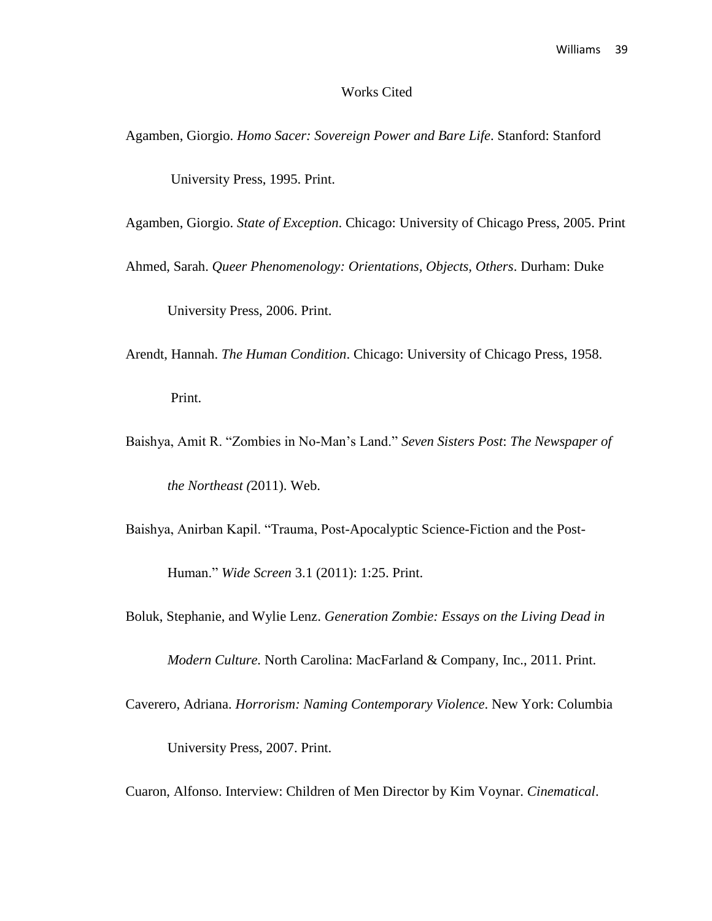# Works Cited

Agamben, Giorgio. *Homo Sacer: Sovereign Power and Bare Life*. Stanford: Stanford University Press, 1995. Print.

Agamben, Giorgio. *State of Exception*. Chicago: University of Chicago Press, 2005. Print

Ahmed, Sarah. *Queer Phenomenology: Orientations, Objects, Others*. Durham: Duke University Press, 2006. Print.

Arendt, Hannah. *The Human Condition*. Chicago: University of Chicago Press, 1958. Print.

Baishya, Amit R. "Zombies in No-Man's Land." *Seven Sisters Post*: *The Newspaper of the Northeast (*2011). Web.

Baishya, Anirban Kapil. "Trauma, Post-Apocalyptic Science-Fiction and the Post-Human." *Wide Screen* 3.1 (2011): 1:25. Print.

Boluk, Stephanie, and Wylie Lenz. *Generation Zombie: Essays on the Living Dead in Modern Culture.* North Carolina: MacFarland & Company, Inc., 2011. Print.

Caverero, Adriana. *Horrorism: Naming Contemporary Violence*. New York: Columbia University Press, 2007. Print.

Cuaron, Alfonso. Interview: Children of Men Director by Kim Voynar. *Cinematical*.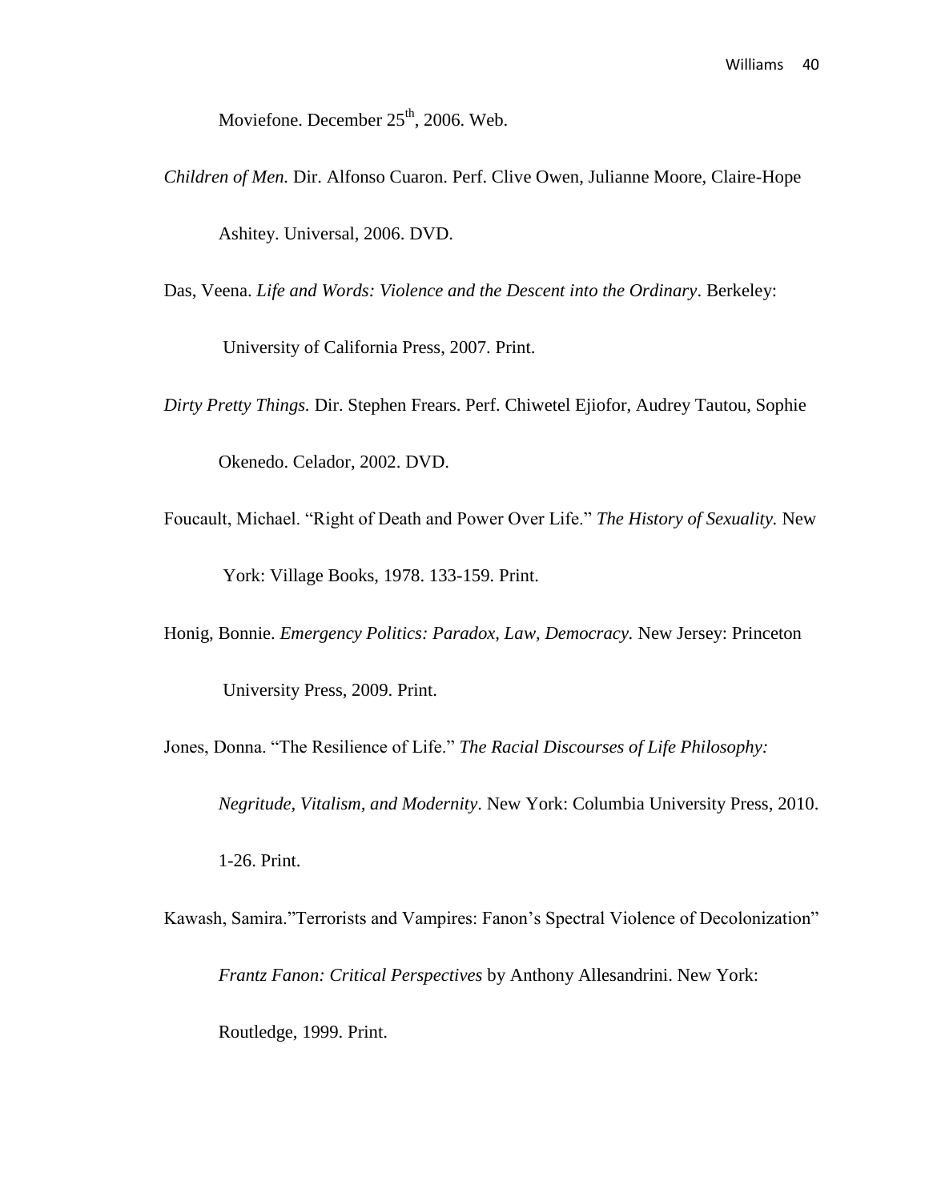Moviefone. December 25th, 2006. Web.

*Children of Men.* Dir. Alfonso Cuaron. Perf. Clive Owen, Julianne Moore, Claire-Hope Ashitey. Universal, 2006. DVD.

Das, Veena. *Life and Words: Violence and the Descent into the Ordinary*. Berkeley: University of California Press, 2007. Print.

*Dirty Pretty Things.* Dir. Stephen Frears. Perf. Chiwetel Ejiofor, Audrey Tautou, Sophie Okenedo. Celador, 2002. DVD.

Foucault, Michael. "Right of Death and Power Over Life." *The History of Sexuality.* New York: Village Books, 1978. 133-159. Print.

Honig, Bonnie. *Emergency Politics: Paradox, Law, Democracy.* New Jersey: Princeton University Press, 2009. Print.

Jones, Donna. "The Resilience of Life." *The Racial Discourses of Life Philosophy: Negritude, Vitalism, and Modernity*. New York: Columbia University Press, 2010. 1-26. Print.

Kawash, Samira."Terrorists and Vampires: Fanon's Spectral Violence of Decolonization" *Frantz Fanon: Critical Perspectives* by Anthony Allesandrini. New York: Routledge, 1999. Print.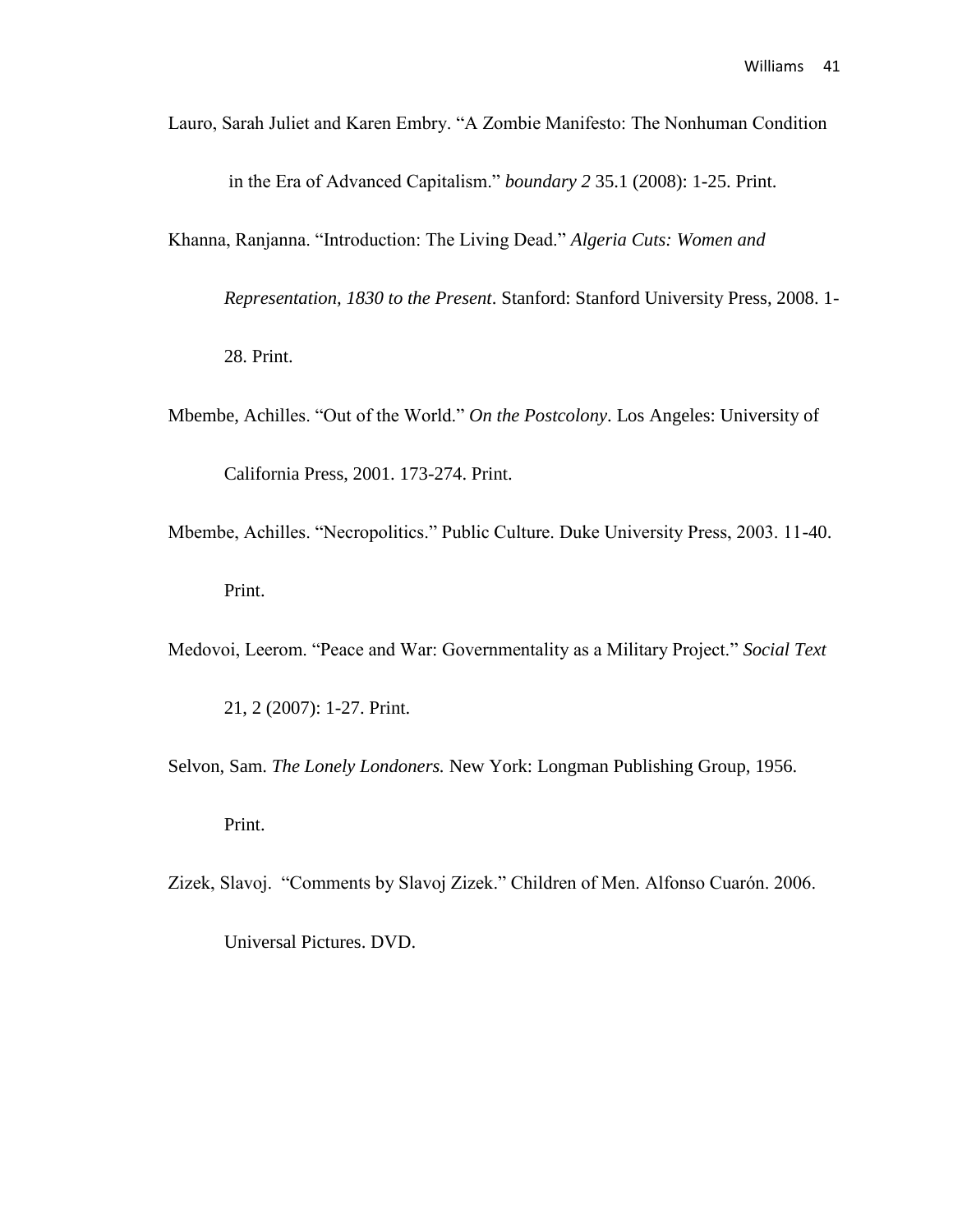Lauro, Sarah Juliet and Karen Embry. "A Zombie Manifesto: The Nonhuman Condition in the Era of Advanced Capitalism." *boundary 2* 35.1 (2008): 1-25. Print.

Khanna, Ranjanna. "Introduction: The Living Dead." *Algeria Cuts: Women and Representation, 1830 to the Present*. Stanford: Stanford University Press, 2008. 1-28. Print.

Mbembe, Achilles. "Out of the World." *On the Postcolony*. Los Angeles: University of California Press, 2001. 173-274. Print.

Mbembe, Achilles. "Necropolitics." Public Culture. Duke University Press, 2003. 11-40. Print.

Medovoi, Leerom. "Peace and War: Governmentality as a Military Project." *Social Text* 21, 2 (2007): 1-27. Print.

Selvon, Sam. *The Lonely Londoners.* New York: Longman Publishing Group, 1956. Print.

Zizek, Slavoj. "Comments by Slavoj Zizek." Children of Men. Alfonso Cuarón. 2006. Universal Pictures. DVD.